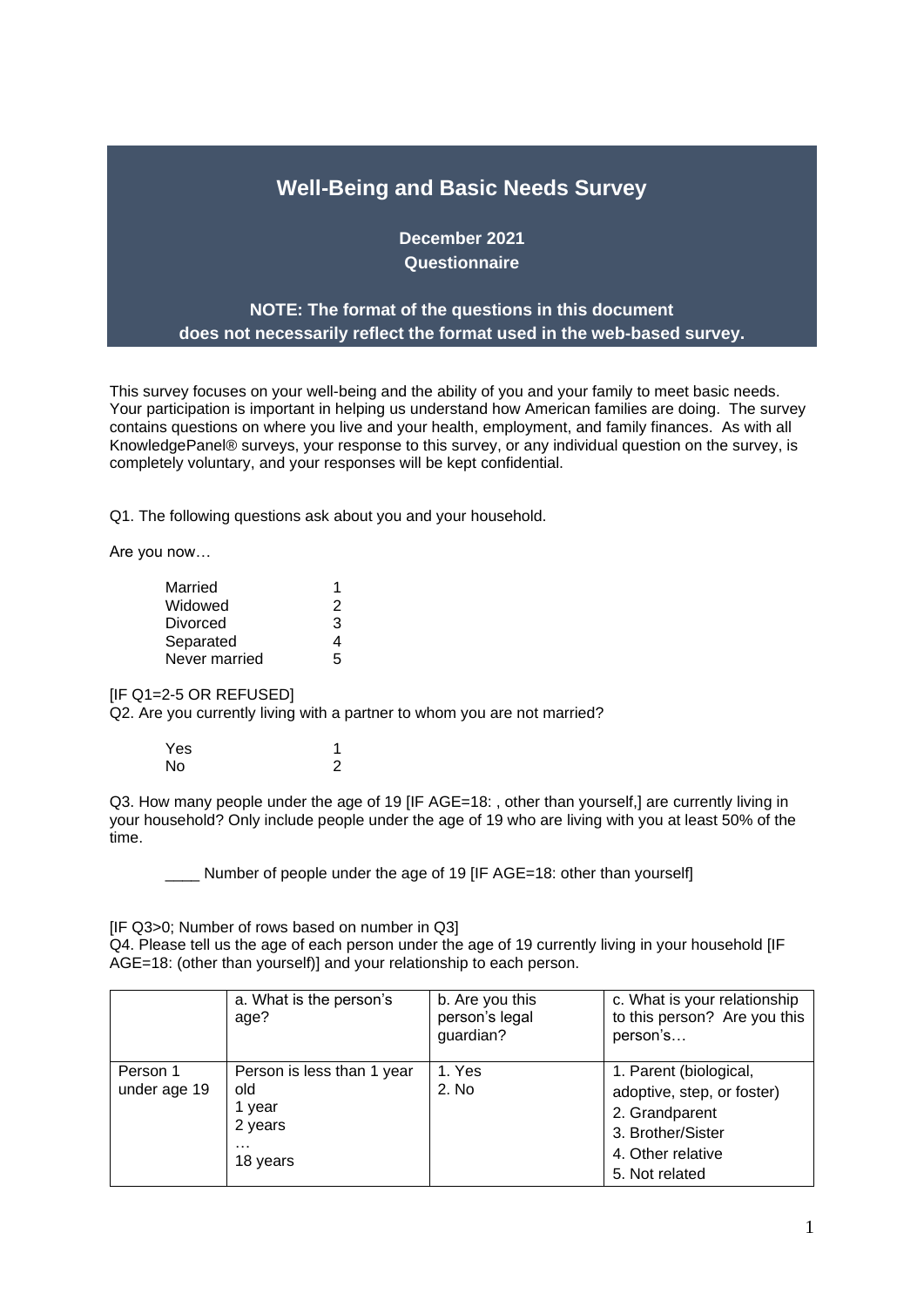# Well-Being and Basic Needs Survey

**December 2021**
**Questionnaire**

**NOTE: The format of the questions in this document does not necessarily reflect the format used in the web-based survey.**

This survey focuses on your well-being and the ability of you and your family to meet basic needs. Your participation is important in helping us understand how American families are doing. The survey contains questions on where you live and your health, employment, and family finances. As with all KnowledgePanel® surveys, your response to this survey, or any individual question on the survey, is completely voluntary, and your responses will be kept confidential.

Q1. The following questions ask about you and your household.

Are you now…

| | |
|---|---|
| Married | 1 |
| Widowed | 2 |
| Divorced | 3 |
| Separated | 4 |
| Never married | 5 |

[IF Q1=2-5 OR REFUSED]
Q2. Are you currently living with a partner to whom you are not married?

| | |
|---|---|
| Yes | 1 |
| No | 2 |

Q3. How many people under the age of 19 [IF AGE=18: , other than yourself,] are currently living in your household? Only include people under the age of 19 who are living with you at least 50% of the time.

____ Number of people under the age of 19 [IF AGE=18: other than yourself]

[IF Q3>0; Number of rows based on number in Q3]
Q4. Please tell us the age of each person under the age of 19 currently living in your household [IF AGE=18: (other than yourself)] and your relationship to each person.

| | a. What is the person's age? | b. Are you this person's legal guardian? | c. What is your relationship to this person? Are you this person's… |
|---|---|---|---|
| Person 1 under age 19 | Person is less than 1 year old<br>1 year<br>2 years<br>…<br>18 years | 1. Yes<br>2. No | 1. Parent (biological, adoptive, step, or foster)<br>2. Grandparent<br>3. Brother/Sister<br>4. Other relative<br>5. Not related |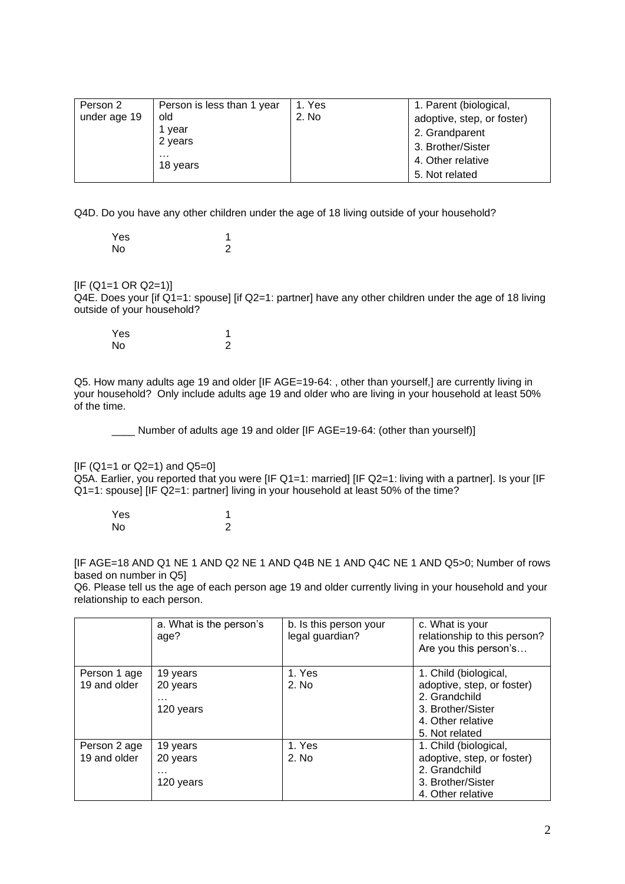| Person 2 under age 19 | Person is less than 1 year old<br>1 year<br>2 years<br>…<br>18 years | 1. Yes<br>2. No | 1. Parent (biological, adoptive, step, or foster)<br>2. Grandparent<br>3. Brother/Sister<br>4. Other relative<br>5. Not related |
|---|---|---|---|

Q4D. Do you have any other children under the age of 18 living outside of your household?

| | |
|---|---|
| Yes | 1 |
| No | 2 |

[IF (Q1=1 OR Q2=1)]
Q4E. Does your [if Q1=1: spouse] [if Q2=1: partner] have any other children under the age of 18 living outside of your household?

| | |
|---|---|
| Yes | 1 |
| No | 2 |

Q5. How many adults age 19 and older [IF AGE=19-64: , other than yourself,] are currently living in your household? Only include adults age 19 and older who are living in your household at least 50% of the time.

\_\_\_\_ Number of adults age 19 and older [IF AGE=19-64: (other than yourself)]

[IF (Q1=1 or Q2=1) and Q5=0]
Q5A. Earlier, you reported that you were [IF Q1=1: married] [IF Q2=1: living with a partner]. Is your [IF Q1=1: spouse] [IF Q2=1: partner] living in your household at least 50% of the time?

| | |
|---|---|
| Yes | 1 |
| No | 2 |

[IF AGE=18 AND Q1 NE 1 AND Q2 NE 1 AND Q4B NE 1 AND Q4C NE 1 AND Q5>0; Number of rows based on number in Q5]
Q6. Please tell us the age of each person age 19 and older currently living in your household and your relationship to each person.

| | a. What is the person's age? | b. Is this person your legal guardian? | c. What is your relationship to this person? Are you this person's… |
|---|---|---|---|
| Person 1 age 19 and older | 19 years<br>20 years<br>…<br>120 years | 1. Yes<br>2. No | 1. Child (biological, adoptive, step, or foster)<br>2. Grandchild<br>3. Brother/Sister<br>4. Other relative<br>5. Not related |
| Person 2 age 19 and older | 19 years<br>20 years<br>…<br>120 years | 1. Yes<br>2. No | 1. Child (biological, adoptive, step, or foster)<br>2. Grandchild<br>3. Brother/Sister<br>4. Other relative |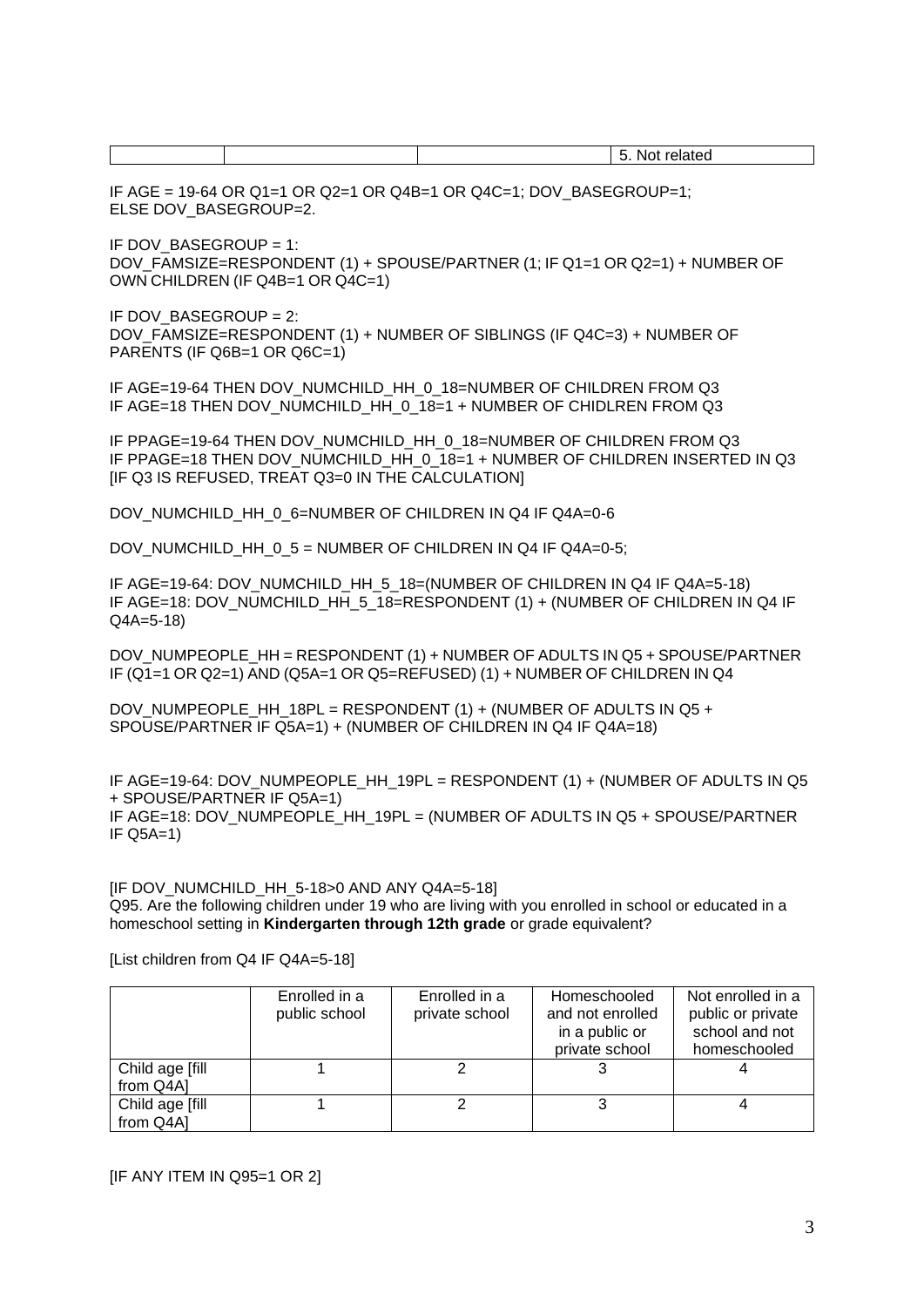| | | | 5. Not related |
|---|---|---|---|

IF AGE = 19-64 OR Q1=1 OR Q2=1 OR Q4B=1 OR Q4C=1; DOV_BASEGROUP=1;
ELSE DOV_BASEGROUP=2.

IF DOV_BASEGROUP = 1:
DOV_FAMSIZE=RESPONDENT (1) + SPOUSE/PARTNER (1; IF Q1=1 OR Q2=1) + NUMBER OF OWN CHILDREN (IF Q4B=1 OR Q4C=1)

IF DOV_BASEGROUP = 2:
DOV_FAMSIZE=RESPONDENT (1) + NUMBER OF SIBLINGS (IF Q4C=3) + NUMBER OF PARENTS (IF Q6B=1 OR Q6C=1)

IF AGE=19-64 THEN DOV_NUMCHILD_HH_0_18=NUMBER OF CHILDREN FROM Q3
IF AGE=18 THEN DOV_NUMCHILD_HH_0_18=1 + NUMBER OF CHIDLREN FROM Q3

IF PPAGE=19-64 THEN DOV_NUMCHILD_HH_0_18=NUMBER OF CHILDREN FROM Q3
IF PPAGE=18 THEN DOV_NUMCHILD_HH_0_18=1 + NUMBER OF CHILDREN INSERTED IN Q3
[IF Q3 IS REFUSED, TREAT Q3=0 IN THE CALCULATION]

DOV_NUMCHILD_HH_0_6=NUMBER OF CHILDREN IN Q4 IF Q4A=0-6

DOV_NUMCHILD_HH_0_5 = NUMBER OF CHILDREN IN Q4 IF Q4A=0-5;

IF AGE=19-64: DOV_NUMCHILD_HH_5_18=(NUMBER OF CHILDREN IN Q4 IF Q4A=5-18)
IF AGE=18: DOV_NUMCHILD_HH_5_18=RESPONDENT (1) + (NUMBER OF CHILDREN IN Q4 IF Q4A=5-18)

DOV_NUMPEOPLE_HH = RESPONDENT (1) + NUMBER OF ADULTS IN Q5 + SPOUSE/PARTNER IF (Q1=1 OR Q2=1) AND (Q5A=1 OR Q5=REFUSED) (1) + NUMBER OF CHILDREN IN Q4

DOV_NUMPEOPLE_HH_18PL = RESPONDENT (1) + (NUMBER OF ADULTS IN Q5 + SPOUSE/PARTNER IF Q5A=1) + (NUMBER OF CHILDREN IN Q4 IF Q4A=18)

IF AGE=19-64: DOV_NUMPEOPLE_HH_19PL = RESPONDENT (1) + (NUMBER OF ADULTS IN Q5 + SPOUSE/PARTNER IF Q5A=1)
IF AGE=18: DOV_NUMPEOPLE_HH_19PL = (NUMBER OF ADULTS IN Q5 + SPOUSE/PARTNER IF Q5A=1)

[IF DOV_NUMCHILD_HH_5-18>0 AND ANY Q4A=5-18]
Q95. Are the following children under 19 who are living with you enrolled in school or educated in a homeschool setting in **Kindergarten through 12th grade** or grade equivalent?

[List children from Q4 IF Q4A=5-18]

| | Enrolled in a public school | Enrolled in a private school | Homeschooled and not enrolled in a public or private school | Not enrolled in a public or private school and not homeschooled |
|---|---|---|---|---|
| Child age [fill from Q4A] | 1 | 2 | 3 | 4 |
| Child age [fill from Q4A] | 1 | 2 | 3 | 4 |

[IF ANY ITEM IN Q95=1 OR 2]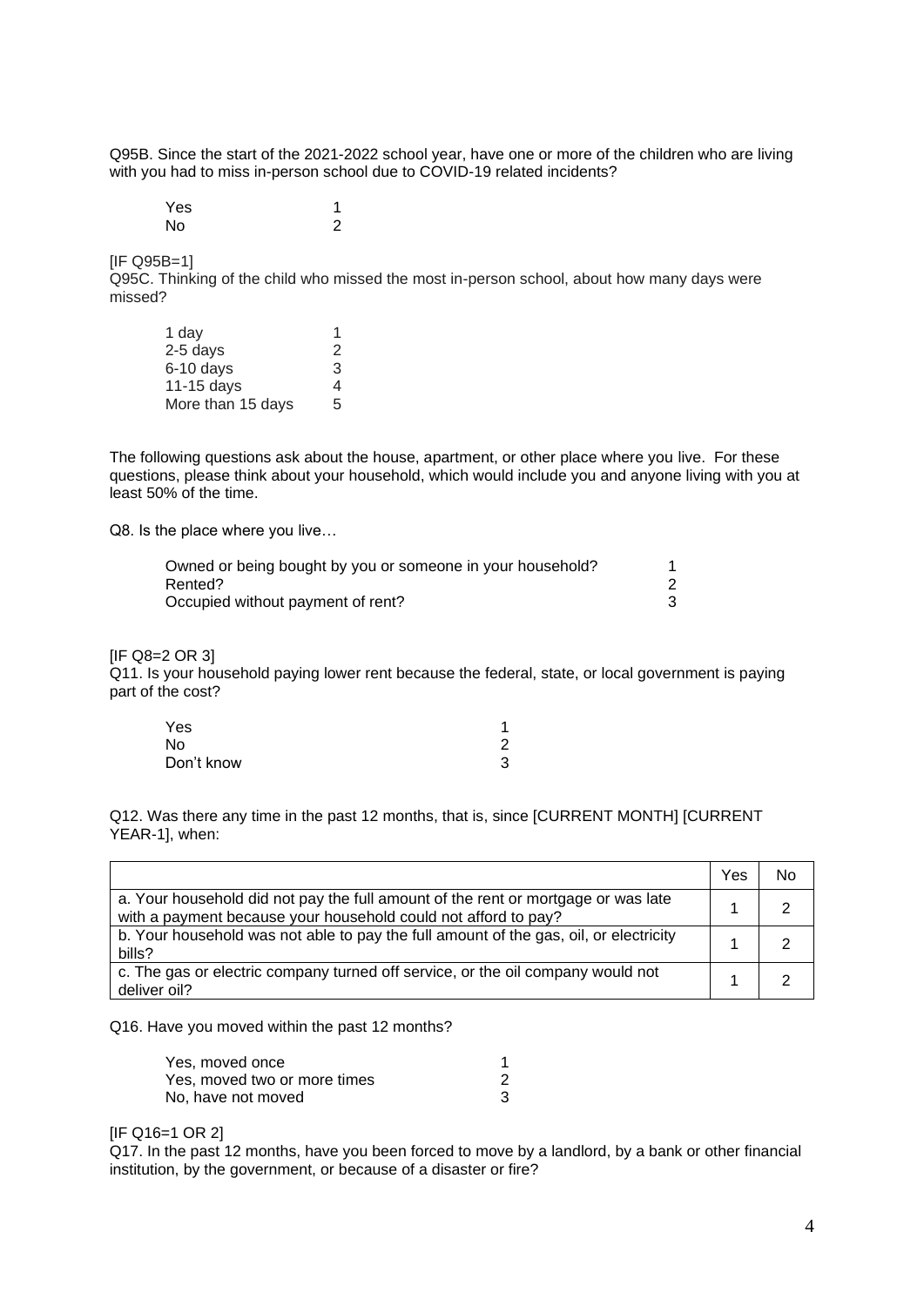Q95B. Since the start of the 2021-2022 school year, have one or more of the children who are living with you had to miss in-person school due to COVID-19 related incidents?

| | |
|---|---|
| Yes | 1 |
| No | 2 |

[IF Q95B=1]
Q95C. Thinking of the child who missed the most in-person school, about how many days were missed?

| | |
|---|---|
| 1 day | 1 |
| 2-5 days | 2 |
| 6-10 days | 3 |
| 11-15 days | 4 |
| More than 15 days | 5 |

The following questions ask about the house, apartment, or other place where you live. For these questions, please think about your household, which would include you and anyone living with you at least 50% of the time.

Q8. Is the place where you live…

| | |
|---|---|
| Owned or being bought by you or someone in your household? | 1 |
| Rented? | 2 |
| Occupied without payment of rent? | 3 |

[IF Q8=2 OR 3]
Q11. Is your household paying lower rent because the federal, state, or local government is paying part of the cost?

| | |
|---|---|
| Yes | 1 |
| No | 2 |
| Don't know | 3 |

Q12. Was there any time in the past 12 months, that is, since [CURRENT MONTH] [CURRENT YEAR-1], when:

| | Yes | No |
|---|---|---|
| a. Your household did not pay the full amount of the rent or mortgage or was late with a payment because your household could not afford to pay? | 1 | 2 |
| b. Your household was not able to pay the full amount of the gas, oil, or electricity bills? | 1 | 2 |
| c. The gas or electric company turned off service, or the oil company would not deliver oil? | 1 | 2 |

Q16. Have you moved within the past 12 months?

| | |
|---|---|
| Yes, moved once | 1 |
| Yes, moved two or more times | 2 |
| No, have not moved | 3 |

[IF Q16=1 OR 2]
Q17. In the past 12 months, have you been forced to move by a landlord, by a bank or other financial institution, by the government, or because of a disaster or fire?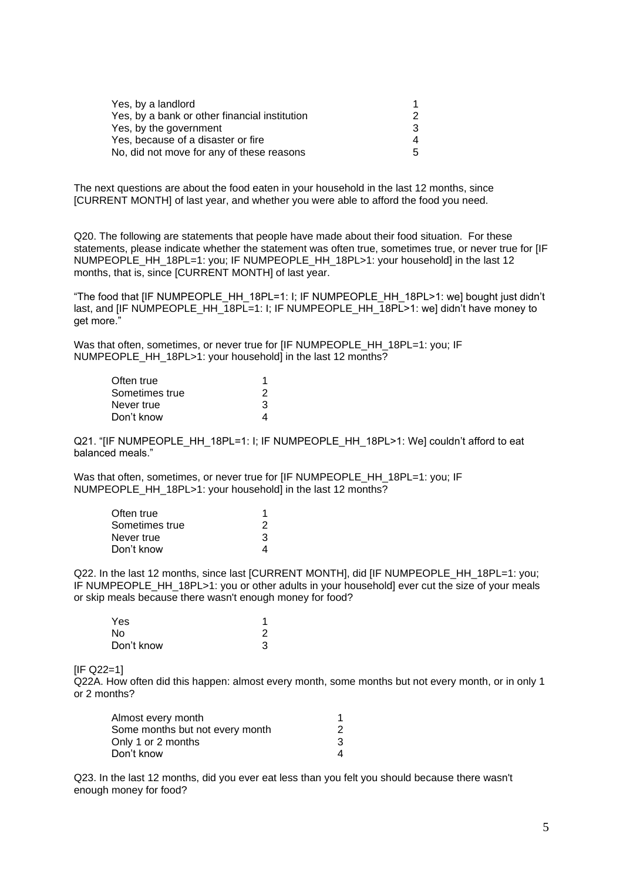| | |
|---|---|
| Yes, by a landlord | 1 |
| Yes, by a bank or other financial institution | 2 |
| Yes, by the government | 3 |
| Yes, because of a disaster or fire | 4 |
| No, did not move for any of these reasons | 5 |

The next questions are about the food eaten in your household in the last 12 months, since [CURRENT MONTH] of last year, and whether you were able to afford the food you need.

Q20. The following are statements that people have made about their food situation. For these statements, please indicate whether the statement was often true, sometimes true, or never true for [IF NUMPEOPLE_HH_18PL=1: you; IF NUMPEOPLE_HH_18PL>1: your household] in the last 12 months, that is, since [CURRENT MONTH] of last year.

"The food that [IF NUMPEOPLE_HH_18PL=1: I; IF NUMPEOPLE_HH_18PL>1: we] bought just didn't last, and [IF NUMPEOPLE_HH_18PL=1: I; IF NUMPEOPLE_HH_18PL>1: we] didn't have money to get more."

Was that often, sometimes, or never true for [IF NUMPEOPLE_HH_18PL=1: you; IF NUMPEOPLE_HH_18PL>1: your household] in the last 12 months?

| | |
|---|---|
| Often true | 1 |
| Sometimes true | 2 |
| Never true | 3 |
| Don't know | 4 |

Q21. "[IF NUMPEOPLE_HH_18PL=1: I; IF NUMPEOPLE_HH_18PL>1: We] couldn't afford to eat balanced meals."

Was that often, sometimes, or never true for [IF NUMPEOPLE_HH_18PL=1: you; IF NUMPEOPLE_HH_18PL>1: your household] in the last 12 months?

| | |
|---|---|
| Often true | 1 |
| Sometimes true | 2 |
| Never true | 3 |
| Don't know | 4 |

Q22. In the last 12 months, since last [CURRENT MONTH], did [IF NUMPEOPLE_HH_18PL=1: you; IF NUMPEOPLE_HH_18PL>1: you or other adults in your household] ever cut the size of your meals or skip meals because there wasn't enough money for food?

| | |
|---|---|
| Yes | 1 |
| No | 2 |
| Don't know | 3 |

[IF Q22=1]
Q22A. How often did this happen: almost every month, some months but not every month, or in only 1 or 2 months?

| | |
|---|---|
| Almost every month | 1 |
| Some months but not every month | 2 |
| Only 1 or 2 months | 3 |
| Don't know | 4 |

Q23. In the last 12 months, did you ever eat less than you felt you should because there wasn't enough money for food?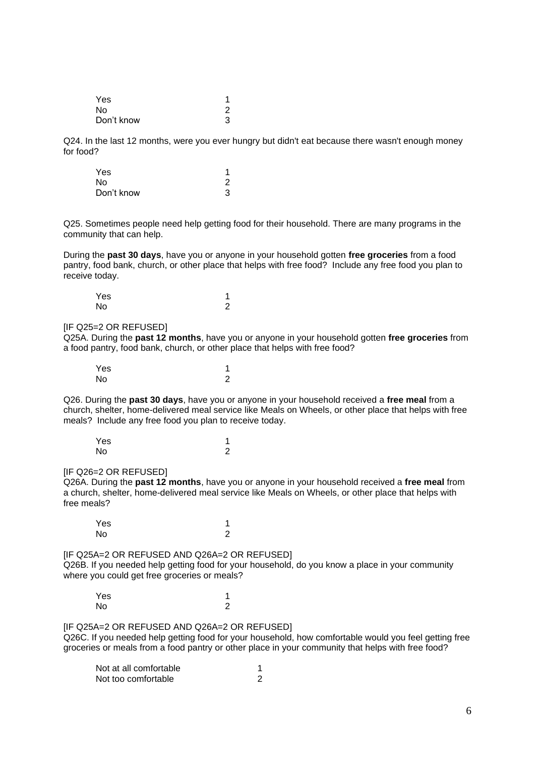| | |
|---|---|
| Yes | 1 |
| No | 2 |
| Don't know | 3 |

Q24. In the last 12 months, were you ever hungry but didn't eat because there wasn't enough money for food?

| | |
|---|---|
| Yes | 1 |
| No | 2 |
| Don't know | 3 |

Q25. Sometimes people need help getting food for their household. There are many programs in the community that can help.

During the **past 30 days**, have you or anyone in your household gotten **free groceries** from a food pantry, food bank, church, or other place that helps with free food? Include any free food you plan to receive today.

| | |
|---|---|
| Yes | 1 |
| No | 2 |

[IF Q25=2 OR REFUSED]
Q25A. During the **past 12 months**, have you or anyone in your household gotten **free groceries** from a food pantry, food bank, church, or other place that helps with free food?

| | |
|---|---|
| Yes | 1 |
| No | 2 |

Q26. During the **past 30 days**, have you or anyone in your household received a **free meal** from a church, shelter, home-delivered meal service like Meals on Wheels, or other place that helps with free meals? Include any free food you plan to receive today.

| | |
|---|---|
| Yes | 1 |
| No | 2 |

[IF Q26=2 OR REFUSED]
Q26A. During the **past 12 months**, have you or anyone in your household received a **free meal** from a church, shelter, home-delivered meal service like Meals on Wheels, or other place that helps with free meals?

| | |
|---|---|
| Yes | 1 |
| No | 2 |

[IF Q25A=2 OR REFUSED AND Q26A=2 OR REFUSED]
Q26B. If you needed help getting food for your household, do you know a place in your community where you could get free groceries or meals?

| | |
|---|---|
| Yes | 1 |
| No | 2 |

[IF Q25A=2 OR REFUSED AND Q26A=2 OR REFUSED]
Q26C. If you needed help getting food for your household, how comfortable would you feel getting free groceries or meals from a food pantry or other place in your community that helps with free food?

| | |
|---|---|
| Not at all comfortable | 1 |
| Not too comfortable | 2 |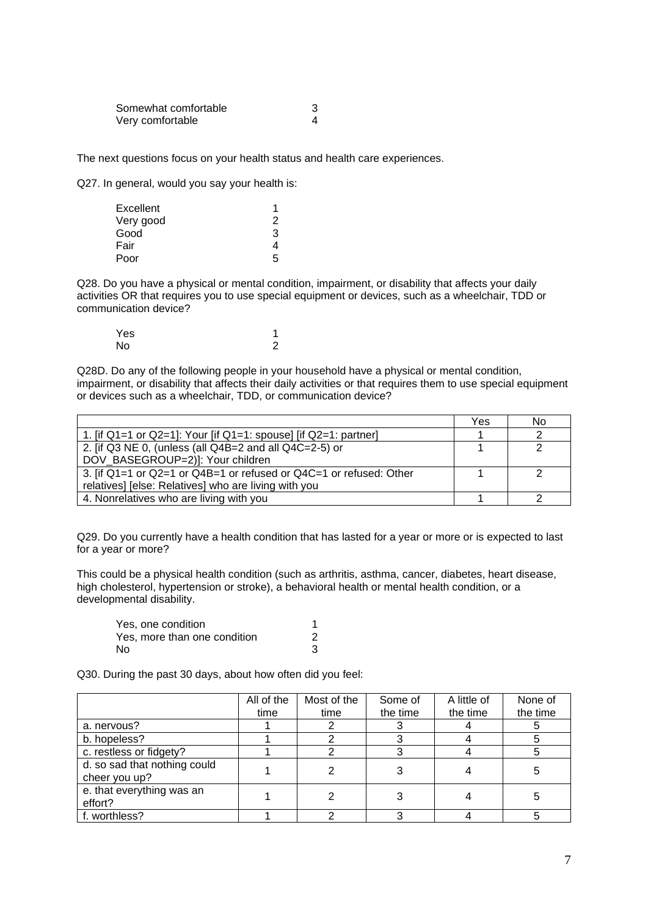| | |
|---|---|
| Somewhat comfortable | 3 |
| Very comfortable | 4 |

The next questions focus on your health status and health care experiences.

Q27. In general, would you say your health is:

| | |
|---|---|
| Excellent | 1 |
| Very good | 2 |
| Good | 3 |
| Fair | 4 |
| Poor | 5 |

Q28. Do you have a physical or mental condition, impairment, or disability that affects your daily activities OR that requires you to use special equipment or devices, such as a wheelchair, TDD or communication device?

| | |
|---|---|
| Yes | 1 |
| No | 2 |

Q28D. Do any of the following people in your household have a physical or mental condition, impairment, or disability that affects their daily activities or that requires them to use special equipment or devices such as a wheelchair, TDD, or communication device?

| | Yes | No |
|---|---|---|
| 1. [if Q1=1 or Q2=1]: Your [if Q1=1: spouse] [if Q2=1: partner] | 1 | 2 |
| 2. [if Q3 NE 0, (unless (all Q4B=2 and all Q4C=2-5) or DOV_BASEGROUP=2)]: Your children | 1 | 2 |
| 3. [if Q1=1 or Q2=1 or Q4B=1 or refused or Q4C=1 or refused: Other relatives] [else: Relatives] who are living with you | 1 | 2 |
| 4. Nonrelatives who are living with you | 1 | 2 |

Q29. Do you currently have a health condition that has lasted for a year or more or is expected to last for a year or more?

This could be a physical health condition (such as arthritis, asthma, cancer, diabetes, heart disease, high cholesterol, hypertension or stroke), a behavioral health or mental health condition, or a developmental disability.

| | |
|---|---|
| Yes, one condition | 1 |
| Yes, more than one condition | 2 |
| No | 3 |

Q30. During the past 30 days, about how often did you feel:

| | All of the time | Most of the time | Some of the time | A little of the time | None of the time |
|---|---|---|---|---|---|
| a. nervous? | 1 | 2 | 3 | 4 | 5 |
| b. hopeless? | 1 | 2 | 3 | 4 | 5 |
| c. restless or fidgety? | 1 | 2 | 3 | 4 | 5 |
| d. so sad that nothing could cheer you up? | 1 | 2 | 3 | 4 | 5 |
| e. that everything was an effort? | 1 | 2 | 3 | 4 | 5 |
| f. worthless? | 1 | 2 | 3 | 4 | 5 |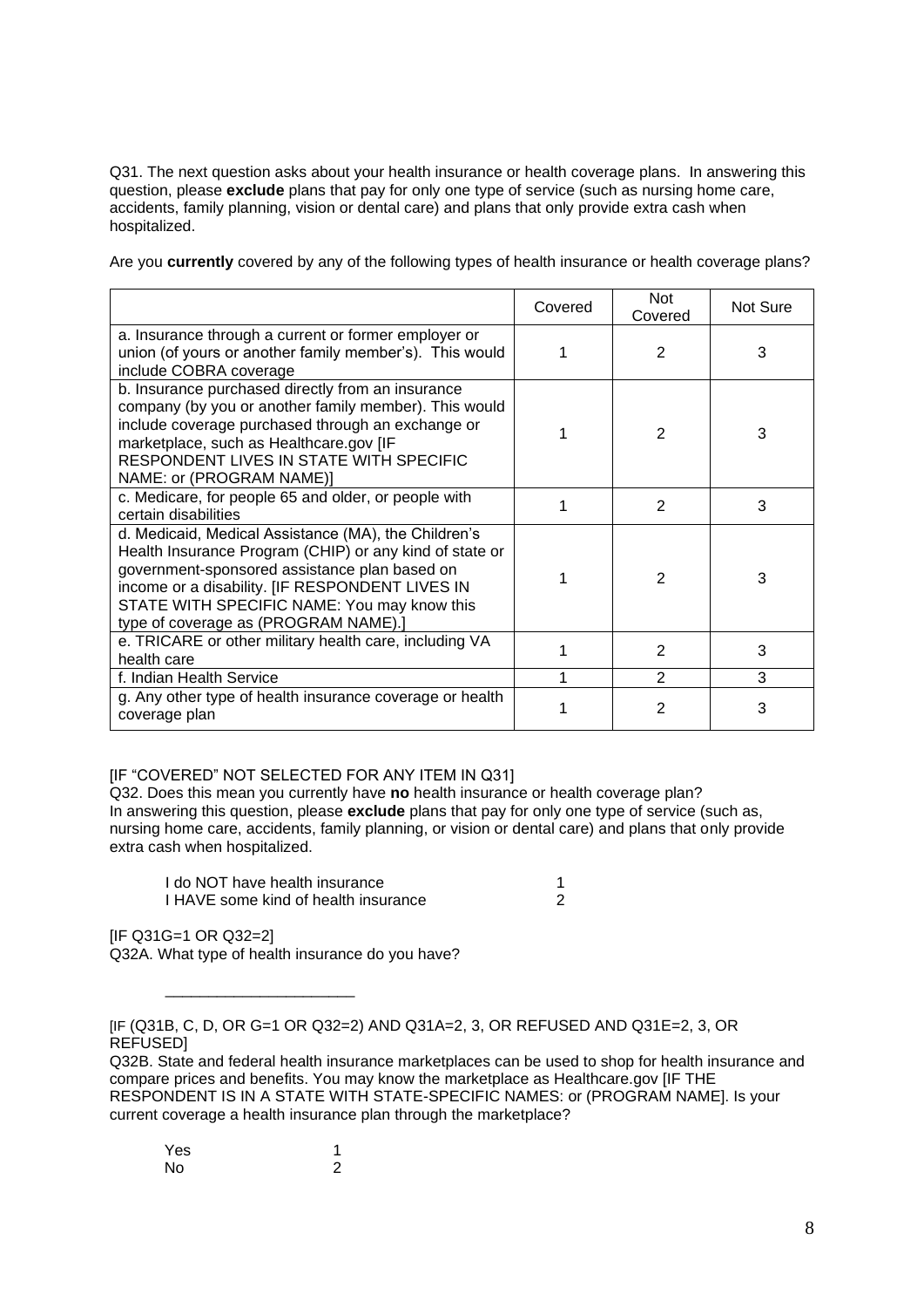Q31. The next question asks about your health insurance or health coverage plans. In answering this question, please **exclude** plans that pay for only one type of service (such as nursing home care, accidents, family planning, vision or dental care) and plans that only provide extra cash when hospitalized.

Are you **currently** covered by any of the following types of health insurance or health coverage plans?

| | Covered | Not Covered | Not Sure |
|---|---|---|---|
| a. Insurance through a current or former employer or union (of yours or another family member's). This would include COBRA coverage | 1 | 2 | 3 |
| b. Insurance purchased directly from an insurance company (by you or another family member). This would include coverage purchased through an exchange or marketplace, such as Healthcare.gov [IF RESPONDENT LIVES IN STATE WITH SPECIFIC NAME: or (PROGRAM NAME)] | 1 | 2 | 3 |
| c. Medicare, for people 65 and older, or people with certain disabilities | 1 | 2 | 3 |
| d. Medicaid, Medical Assistance (MA), the Children's Health Insurance Program (CHIP) or any kind of state or government-sponsored assistance plan based on income or a disability. [IF RESPONDENT LIVES IN STATE WITH SPECIFIC NAME: You may know this type of coverage as (PROGRAM NAME).] | 1 | 2 | 3 |
| e. TRICARE or other military health care, including VA health care | 1 | 2 | 3 |
| f. Indian Health Service | 1 | 2 | 3 |
| g. Any other type of health insurance coverage or health coverage plan | 1 | 2 | 3 |

[IF "COVERED" NOT SELECTED FOR ANY ITEM IN Q31]
Q32. Does this mean you currently have **no** health insurance or health coverage plan? In answering this question, please **exclude** plans that pay for only one type of service (such as, nursing home care, accidents, family planning, or vision or dental care) and plans that only provide extra cash when hospitalized.

| | |
|---|---|
| I do NOT have health insurance | 1 |
| I HAVE some kind of health insurance | 2 |

[IF Q31G=1 OR Q32=2]
Q32A. What type of health insurance do you have?

______________________

[IF (Q31B, C, D, OR G=1 OR Q32=2) AND Q31A=2, 3, OR REFUSED AND Q31E=2, 3, OR REFUSED]
Q32B. State and federal health insurance marketplaces can be used to shop for health insurance and compare prices and benefits. You may know the marketplace as Healthcare.gov [IF THE RESPONDENT IS IN A STATE WITH STATE-SPECIFIC NAMES: or (PROGRAM NAME]. Is your current coverage a health insurance plan through the marketplace?

| | |
|---|---|
| Yes | 1 |
| No | 2 |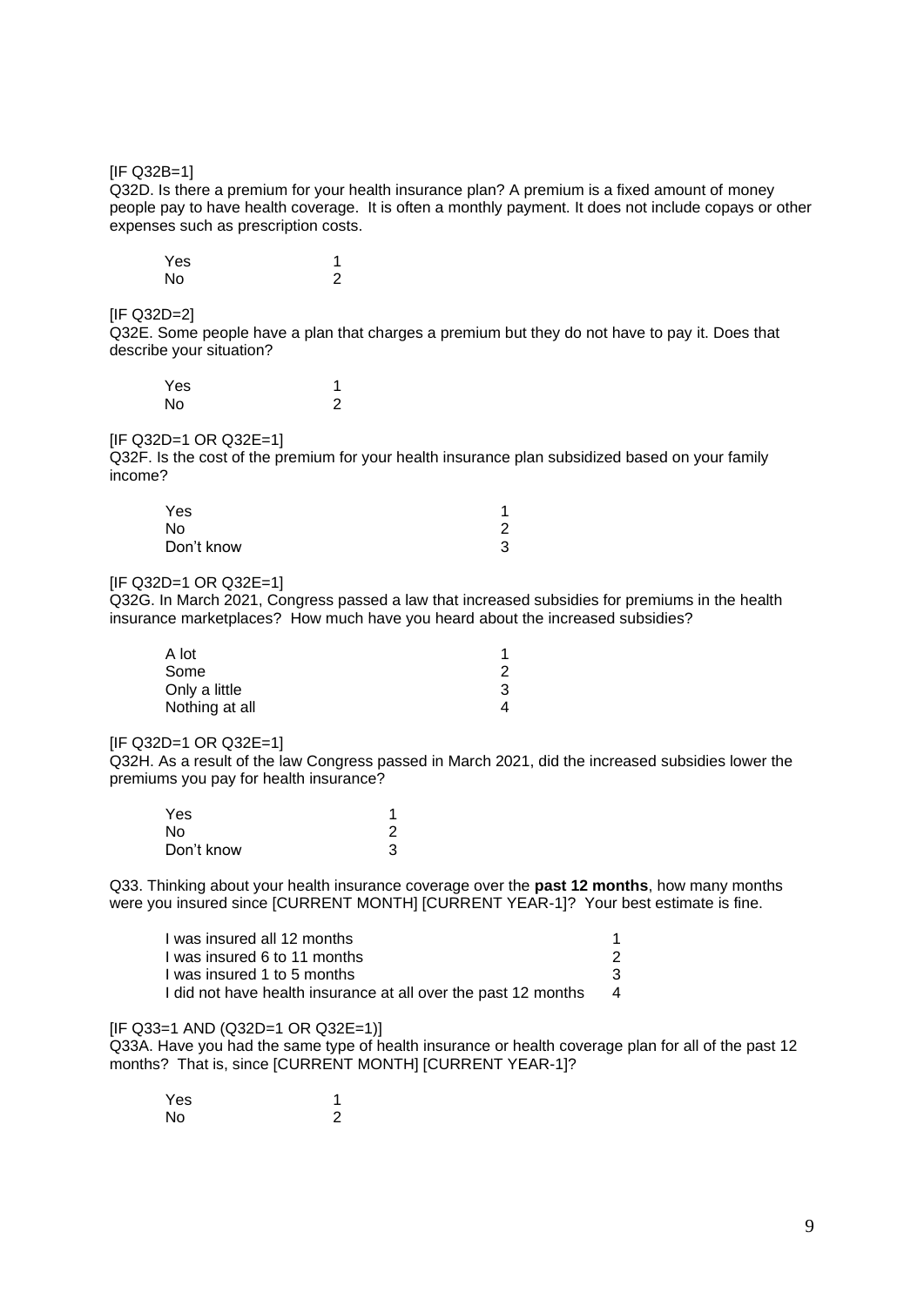[IF Q32B=1]
Q32D. Is there a premium for your health insurance plan? A premium is a fixed amount of money people pay to have health coverage. It is often a monthly payment. It does not include copays or other expenses such as prescription costs.

| | |
|---|---|
| Yes | 1 |
| No | 2 |

[IF Q32D=2]
Q32E. Some people have a plan that charges a premium but they do not have to pay it. Does that describe your situation?

| | |
|---|---|
| Yes | 1 |
| No | 2 |

[IF Q32D=1 OR Q32E=1]
Q32F. Is the cost of the premium for your health insurance plan subsidized based on your family income?

| | |
|---|---|
| Yes | 1 |
| No | 2 |
| Don't know | 3 |

[IF Q32D=1 OR Q32E=1]
Q32G. In March 2021, Congress passed a law that increased subsidies for premiums in the health insurance marketplaces? How much have you heard about the increased subsidies?

| | |
|---|---|
| A lot | 1 |
| Some | 2 |
| Only a little | 3 |
| Nothing at all | 4 |

[IF Q32D=1 OR Q32E=1]
Q32H. As a result of the law Congress passed in March 2021, did the increased subsidies lower the premiums you pay for health insurance?

| | |
|---|---|
| Yes | 1 |
| No | 2 |
| Don't know | 3 |

Q33. Thinking about your health insurance coverage over the **past 12 months**, how many months were you insured since [CURRENT MONTH] [CURRENT YEAR-1]? Your best estimate is fine.

| | |
|---|---|
| I was insured all 12 months | 1 |
| I was insured 6 to 11 months | 2 |
| I was insured 1 to 5 months | 3 |
| I did not have health insurance at all over the past 12 months | 4 |

[IF Q33=1 AND (Q32D=1 OR Q32E=1)]
Q33A. Have you had the same type of health insurance or health coverage plan for all of the past 12 months? That is, since [CURRENT MONTH] [CURRENT YEAR-1]?

| | |
|---|---|
| Yes | 1 |
| No | 2 |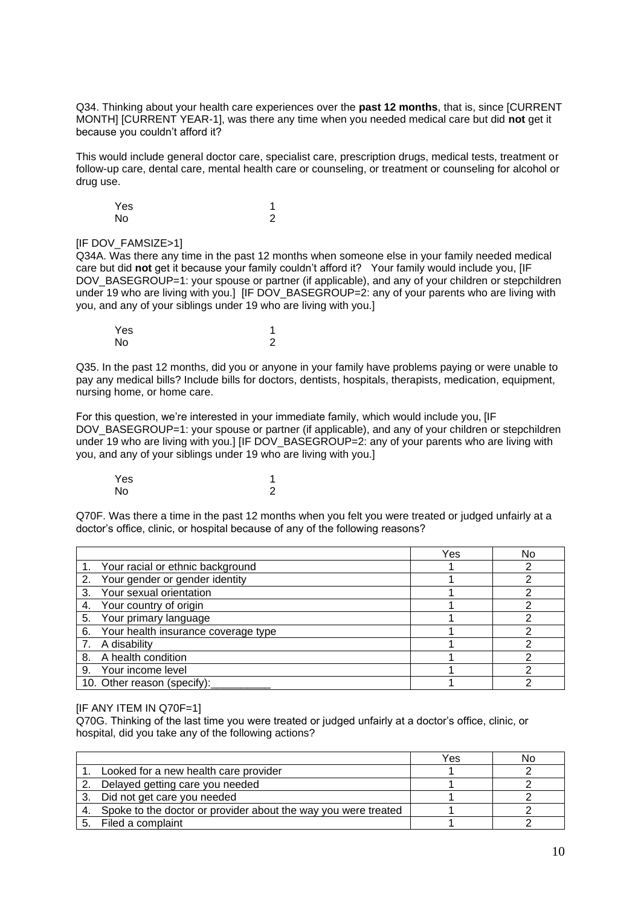Q34. Thinking about your health care experiences over the **past 12 months**, that is, since [CURRENT MONTH] [CURRENT YEAR-1], was there any time when you needed medical care but did **not** get it because you couldn't afford it?

This would include general doctor care, specialist care, prescription drugs, medical tests, treatment or follow-up care, dental care, mental health care or counseling, or treatment or counseling for alcohol or drug use.

| | |
|---|---|
| Yes | 1 |
| No | 2 |

[IF DOV_FAMSIZE>1]
Q34A. Was there any time in the past 12 months when someone else in your family needed medical care but did **not** get it because your family couldn't afford it? Your family would include you, [IF DOV_BASEGROUP=1: your spouse or partner (if applicable), and any of your children or stepchildren under 19 who are living with you.] [IF DOV_BASEGROUP=2: any of your parents who are living with you, and any of your siblings under 19 who are living with you.]

| | |
|---|---|
| Yes | 1 |
| No | 2 |

Q35. In the past 12 months, did you or anyone in your family have problems paying or were unable to pay any medical bills? Include bills for doctors, dentists, hospitals, therapists, medication, equipment, nursing home, or home care.

For this question, we're interested in your immediate family, which would include you, [IF DOV_BASEGROUP=1: your spouse or partner (if applicable), and any of your children or stepchildren under 19 who are living with you.] [IF DOV_BASEGROUP=2: any of your parents who are living with you, and any of your siblings under 19 who are living with you.]

| | |
|---|---|
| Yes | 1 |
| No | 2 |

Q70F. Was there a time in the past 12 months when you felt you were treated or judged unfairly at a doctor's office, clinic, or hospital because of any of the following reasons?

| | Yes | No |
|---|---|---|
| 1. Your racial or ethnic background | 1 | 2 |
| 2. Your gender or gender identity | 1 | 2 |
| 3. Your sexual orientation | 1 | 2 |
| 4. Your country of origin | 1 | 2 |
| 5. Your primary language | 1 | 2 |
| 6. Your health insurance coverage type | 1 | 2 |
| 7. A disability | 1 | 2 |
| 8. A health condition | 1 | 2 |
| 9. Your income level | 1 | 2 |
| 10. Other reason (specify):__________ | 1 | 2 |

[IF ANY ITEM IN Q70F=1]
Q70G. Thinking of the last time you were treated or judged unfairly at a doctor's office, clinic, or hospital, did you take any of the following actions?

| | Yes | No |
|---|---|---|
| 1. Looked for a new health care provider | 1 | 2 |
| 2. Delayed getting care you needed | 1 | 2 |
| 3. Did not get care you needed | 1 | 2 |
| 4. Spoke to the doctor or provider about the way you were treated | 1 | 2 |
| 5. Filed a complaint | 1 | 2 |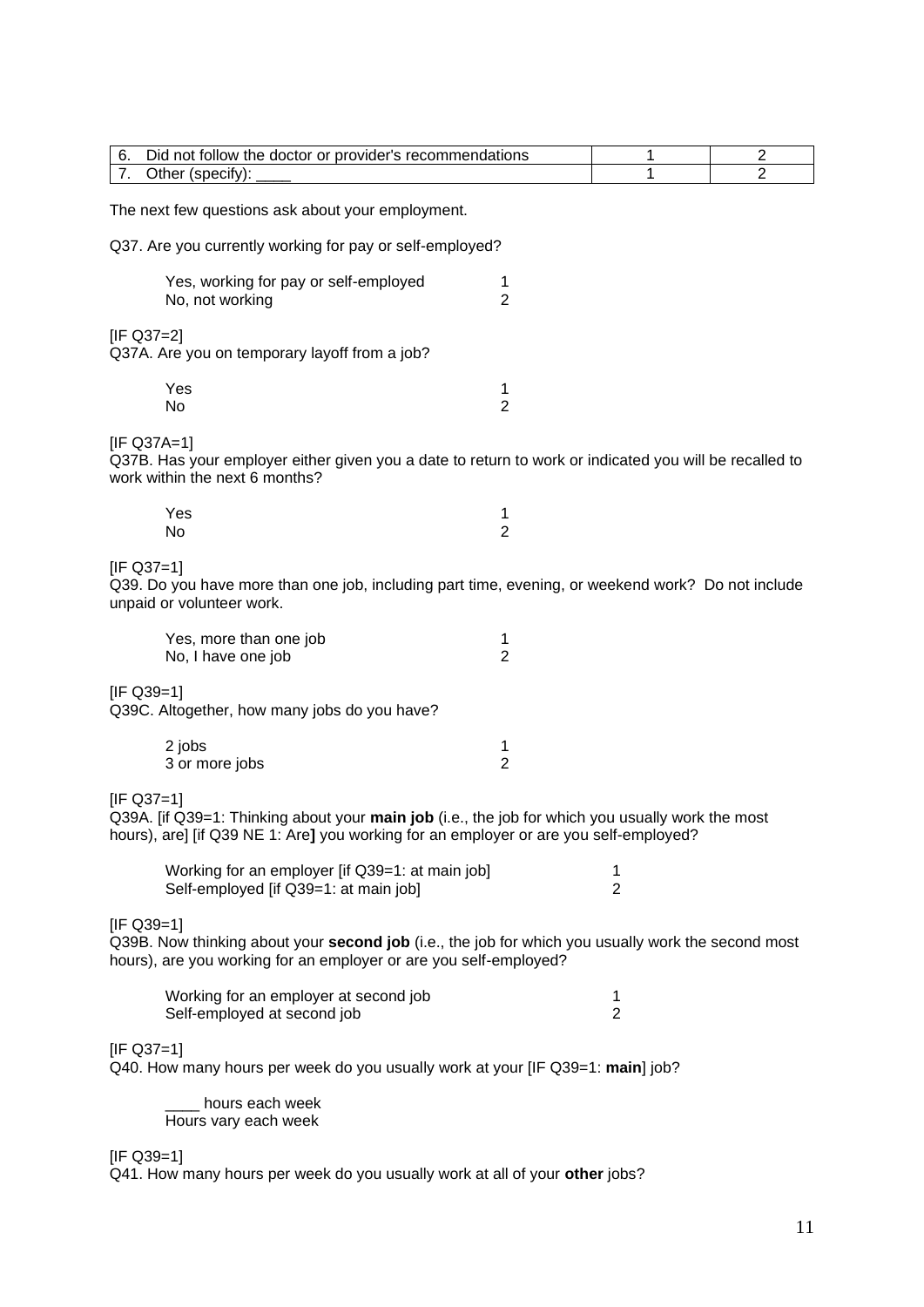| 6. Did not follow the doctor or provider's recommendations | 1 | 2 |
|---|---|---|
| 7. Other (specify): ____ | 1 | 2 |

The next few questions ask about your employment.

Q37. Are you currently working for pay or self-employed?

| | |
|---|---|
| Yes, working for pay or self-employed | 1 |
| No, not working | 2 |

[IF Q37=2]
Q37A. Are you on temporary layoff from a job?

| | |
|---|---|
| Yes | 1 |
| No | 2 |

[IF Q37A=1]
Q37B. Has your employer either given you a date to return to work or indicated you will be recalled to work within the next 6 months?

| | |
|---|---|
| Yes | 1 |
| No | 2 |

[IF Q37=1]
Q39. Do you have more than one job, including part time, evening, or weekend work? Do not include unpaid or volunteer work.

| | |
|---|---|
| Yes, more than one job | 1 |
| No, I have one job | 2 |

[IF Q39=1]
Q39C. Altogether, how many jobs do you have?

| | |
|---|---|
| 2 jobs | 1 |
| 3 or more jobs | 2 |

[IF Q37=1]
Q39A. [if Q39=1: Thinking about your **main job** (i.e., the job for which you usually work the most hours), are] [if Q39 NE 1: Are**]** you working for an employer or are you self-employed?

| | |
|---|---|
| Working for an employer [if Q39=1: at main job] | 1 |
| Self-employed [if Q39=1: at main job] | 2 |

[IF Q39=1]
Q39B. Now thinking about your **second job** (i.e., the job for which you usually work the second most hours), are you working for an employer or are you self-employed?

| | |
|---|---|
| Working for an employer at second job | 1 |
| Self-employed at second job | 2 |

[IF Q37=1]
Q40. How many hours per week do you usually work at your [IF Q39=1: **main**] job?

____ hours each week
Hours vary each week

[IF Q39=1]
Q41. How many hours per week do you usually work at all of your **other** jobs?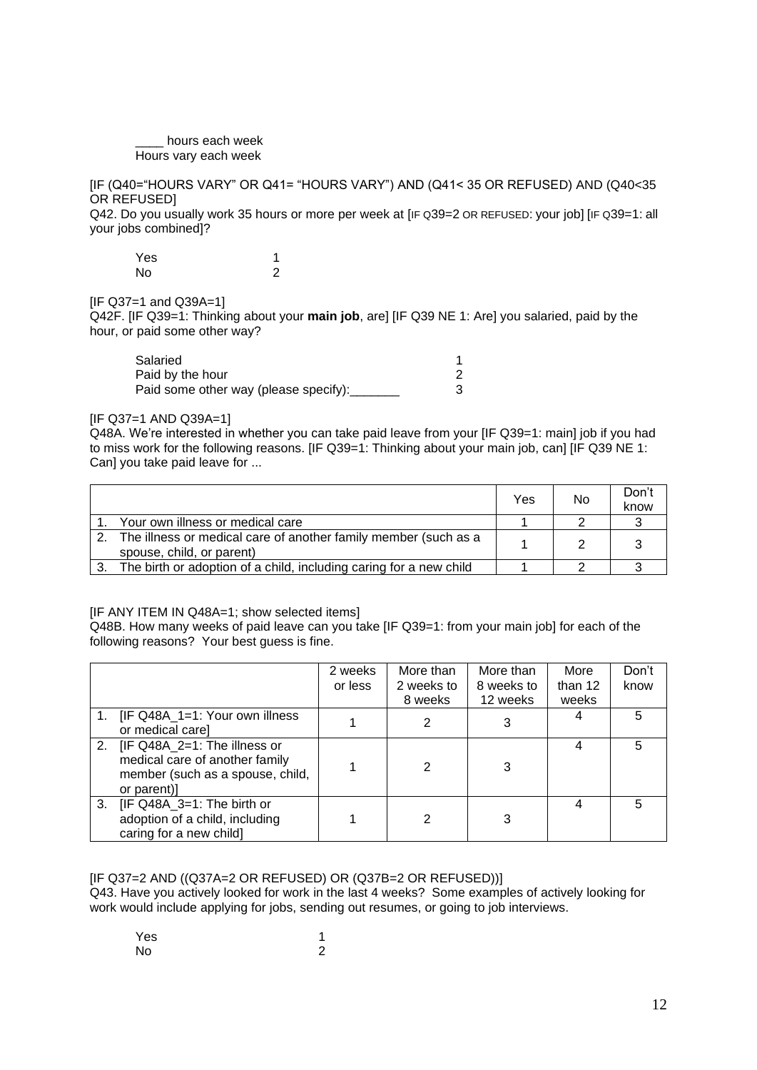\_\_\_\_ hours each week
Hours vary each week

[IF (Q40="HOURS VARY" OR Q41= "HOURS VARY") AND (Q41< 35 OR REFUSED) AND (Q40<35 OR REFUSED]
Q42. Do you usually work 35 hours or more per week at [IF Q39=2 OR REFUSED: your job] [IF Q39=1: all your jobs combined]?

| | |
|---|---|
| Yes | 1 |
| No | 2 |

[IF Q37=1 and Q39A=1]
Q42F. [IF Q39=1: Thinking about your **main job**, are] [IF Q39 NE 1: Are] you salaried, paid by the hour, or paid some other way?

| | |
|---|---|
| Salaried | 1 |
| Paid by the hour | 2 |
| Paid some other way (please specify):_______ | 3 |

[IF Q37=1 AND Q39A=1]
Q48A. We're interested in whether you can take paid leave from your [IF Q39=1: main] job if you had to miss work for the following reasons. [IF Q39=1: Thinking about your main job, can] [IF Q39 NE 1: Can] you take paid leave for ...

| | Yes | No | Don't know |
|---|---|---|---|
| 1. Your own illness or medical care | 1 | 2 | 3 |
| 2. The illness or medical care of another family member (such as a spouse, child, or parent) | 1 | 2 | 3 |
| 3. The birth or adoption of a child, including caring for a new child | 1 | 2 | 3 |

[IF ANY ITEM IN Q48A=1; show selected items]
Q48B. How many weeks of paid leave can you take [IF Q39=1: from your main job] for each of the following reasons? Your best guess is fine.

| | 2 weeks or less | More than 2 weeks to 8 weeks | More than 8 weeks to 12 weeks | More than 12 weeks | Don't know |
|---|---|---|---|---|---|
| 1. [IF Q48A_1=1: Your own illness or medical care] | 1 | 2 | 3 | 4 | 5 |
| 2. [IF Q48A_2=1: The illness or medical care of another family member (such as a spouse, child, or parent)] | 1 | 2 | 3 | 4 | 5 |
| 3. [IF Q48A_3=1: The birth or adoption of a child, including caring for a new child] | 1 | 2 | 3 | 4 | 5 |

[IF Q37=2 AND ((Q37A=2 OR REFUSED) OR (Q37B=2 OR REFUSED))]
Q43. Have you actively looked for work in the last 4 weeks? Some examples of actively looking for work would include applying for jobs, sending out resumes, or going to job interviews.

| | |
|---|---|
| Yes | 1 |
| No | 2 |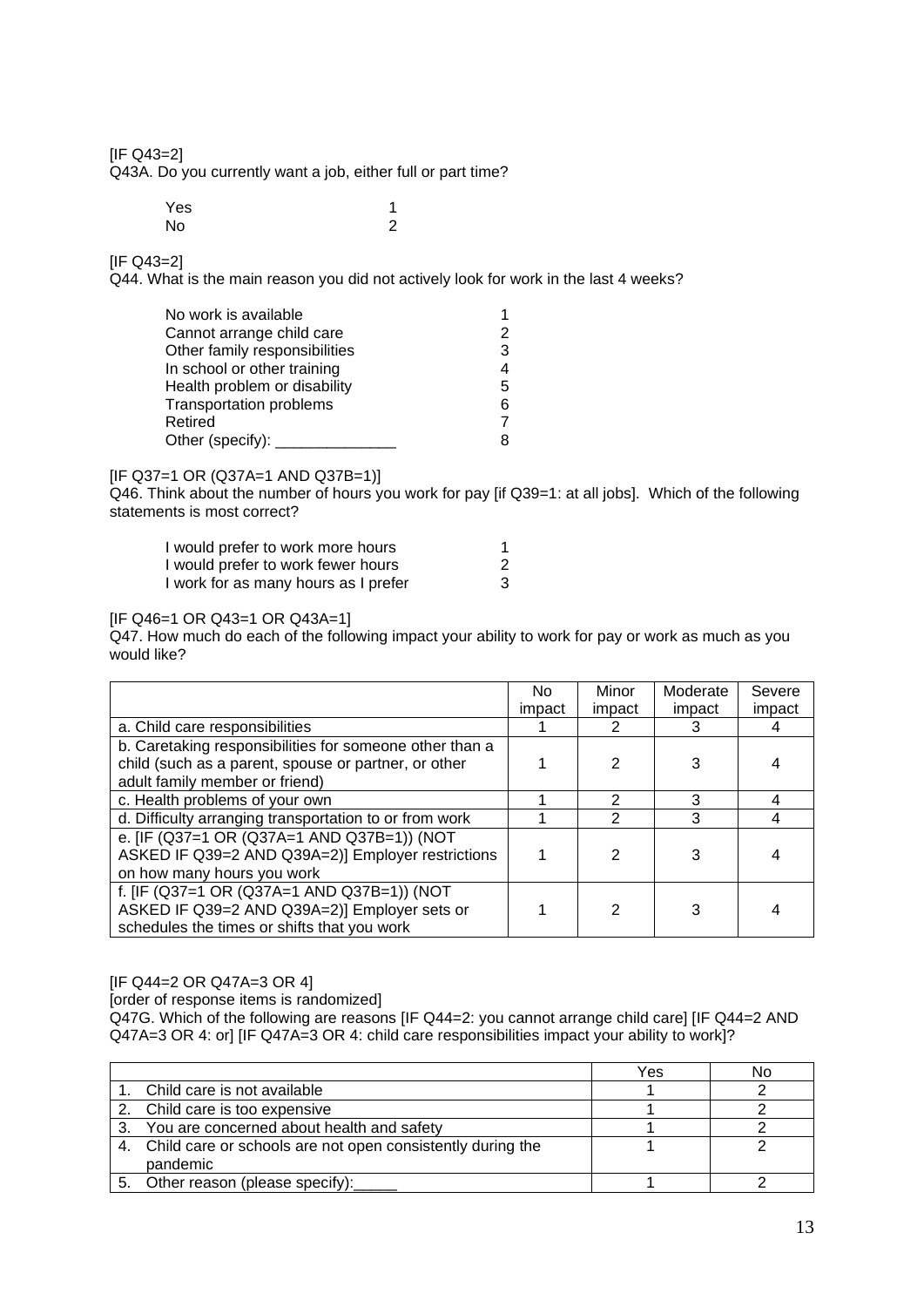[IF Q43=2]
Q43A. Do you currently want a job, either full or part time?

| | |
|---|---|
| Yes | 1 |
| No | 2 |

[IF Q43=2]
Q44. What is the main reason you did not actively look for work in the last 4 weeks?

| | |
|---|---|
| No work is available | 1 |
| Cannot arrange child care | 2 |
| Other family responsibilities | 3 |
| In school or other training | 4 |
| Health problem or disability | 5 |
| Transportation problems | 6 |
| Retired | 7 |
| Other (specify): ______________ | 8 |

[IF Q37=1 OR (Q37A=1 AND Q37B=1)]
Q46. Think about the number of hours you work for pay [if Q39=1: at all jobs]. Which of the following statements is most correct?

| | |
|---|---|
| I would prefer to work more hours | 1 |
| I would prefer to work fewer hours | 2 |
| I work for as many hours as I prefer | 3 |

[IF Q46=1 OR Q43=1 OR Q43A=1]
Q47. How much do each of the following impact your ability to work for pay or work as much as you would like?

| | No impact | Minor impact | Moderate impact | Severe impact |
|---|---|---|---|---|
| a. Child care responsibilities | 1 | 2 | 3 | 4 |
| b. Caretaking responsibilities for someone other than a child (such as a parent, spouse or partner, or other adult family member or friend) | 1 | 2 | 3 | 4 |
| c. Health problems of your own | 1 | 2 | 3 | 4 |
| d. Difficulty arranging transportation to or from work | 1 | 2 | 3 | 4 |
| e. [IF (Q37=1 OR (Q37A=1 AND Q37B=1)) (NOT ASKED IF Q39=2 AND Q39A=2)] Employer restrictions on how many hours you work | 1 | 2 | 3 | 4 |
| f. [IF (Q37=1 OR (Q37A=1 AND Q37B=1)) (NOT ASKED IF Q39=2 AND Q39A=2)] Employer sets or schedules the times or shifts that you work | 1 | 2 | 3 | 4 |

[IF Q44=2 OR Q47A=3 OR 4]
[order of response items is randomized]
Q47G. Which of the following are reasons [IF Q44=2: you cannot arrange child care] [IF Q44=2 AND Q47A=3 OR 4: or] [IF Q47A=3 OR 4: child care responsibilities impact your ability to work]?

| | Yes | No |
|---|---|---|
| 1. Child care is not available | 1 | 2 |
| 2. Child care is too expensive | 1 | 2 |
| 3. You are concerned about health and safety | 1 | 2 |
| 4. Child care or schools are not open consistently during the pandemic | 1 | 2 |
| 5. Other reason (please specify):_____ | 1 | 2 |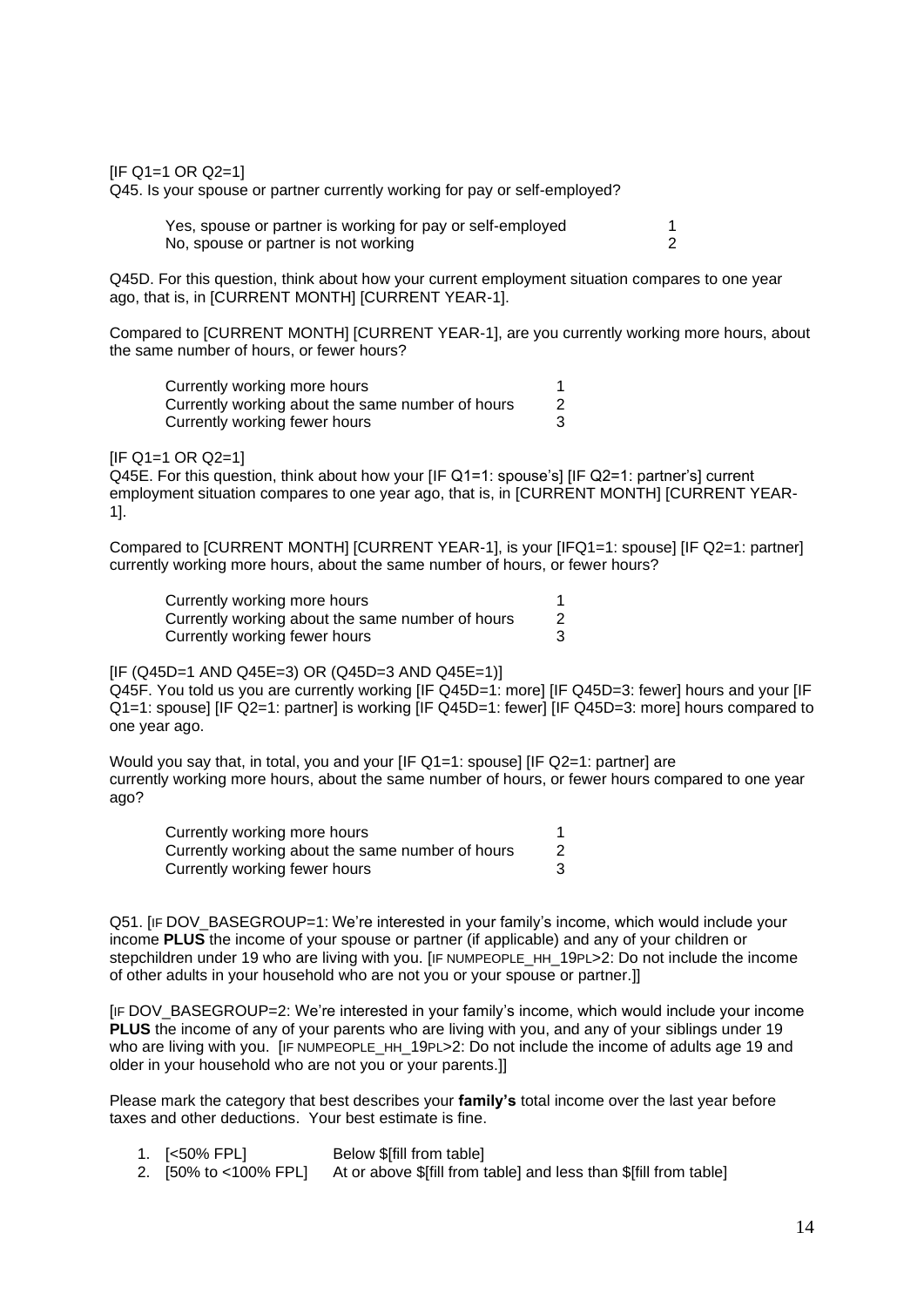[IF Q1=1 OR Q2=1]
Q45. Is your spouse or partner currently working for pay or self-employed?

| | |
|---|---|
| Yes, spouse or partner is working for pay or self-employed | 1 |
| No, spouse or partner is not working | 2 |

Q45D. For this question, think about how your current employment situation compares to one year ago, that is, in [CURRENT MONTH] [CURRENT YEAR-1].

Compared to [CURRENT MONTH] [CURRENT YEAR-1], are you currently working more hours, about the same number of hours, or fewer hours?

| | |
|---|---|
| Currently working more hours | 1 |
| Currently working about the same number of hours | 2 |
| Currently working fewer hours | 3 |

[IF Q1=1 OR Q2=1]
Q45E. For this question, think about how your [IF Q1=1: spouse's] [IF Q2=1: partner's] current employment situation compares to one year ago, that is, in [CURRENT MONTH] [CURRENT YEAR-1].

Compared to [CURRENT MONTH] [CURRENT YEAR-1], is your [IFQ1=1: spouse] [IF Q2=1: partner] currently working more hours, about the same number of hours, or fewer hours?

| | |
|---|---|
| Currently working more hours | 1 |
| Currently working about the same number of hours | 2 |
| Currently working fewer hours | 3 |

[IF (Q45D=1 AND Q45E=3) OR (Q45D=3 AND Q45E=1)]
Q45F. You told us you are currently working [IF Q45D=1: more] [IF Q45D=3: fewer] hours and your [IF Q1=1: spouse] [IF Q2=1: partner] is working [IF Q45D=1: fewer] [IF Q45D=3: more] hours compared to one year ago.

Would you say that, in total, you and your [IF Q1=1: spouse] [IF Q2=1: partner] are currently working more hours, about the same number of hours, or fewer hours compared to one year ago?

| | |
|---|---|
| Currently working more hours | 1 |
| Currently working about the same number of hours | 2 |
| Currently working fewer hours | 3 |

Q51. [IF DOV_BASEGROUP=1: We're interested in your family's income, which would include your income **PLUS** the income of your spouse or partner (if applicable) and any of your children or stepchildren under 19 who are living with you. [IF NUMPEOPLE_HH_19PL>2: Do not include the income of other adults in your household who are not you or your spouse or partner.]]

[IF DOV_BASEGROUP=2: We're interested in your family's income, which would include your income **PLUS** the income of any of your parents who are living with you, and any of your siblings under 19 who are living with you. [IF NUMPEOPLE_HH_19PL>2: Do not include the income of adults age 19 and older in your household who are not you or your parents.]]

Please mark the category that best describes your **family's** total income over the last year before taxes and other deductions. Your best estimate is fine.

1. [<50% FPL] Below $[fill from table]
2. [50% to <100% FPL] At or above $[fill from table] and less than $[fill from table]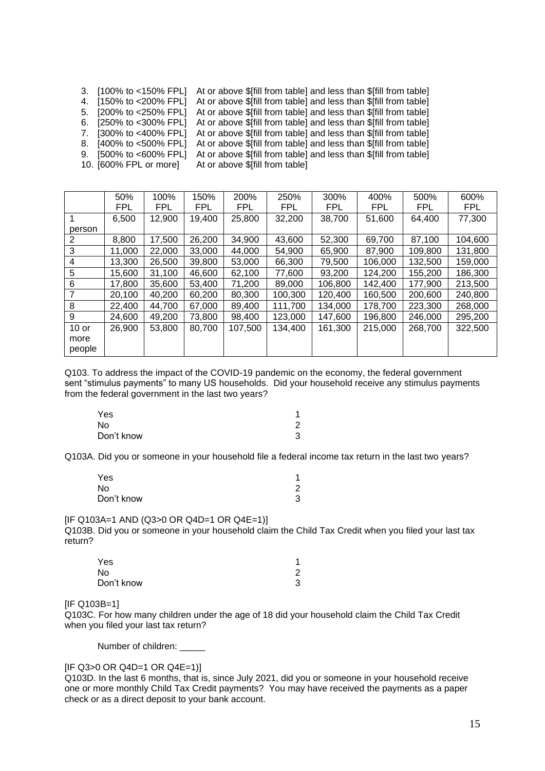3. [100% to <150% FPL] At or above $[fill from table] and less than $[fill from table]
4. [150% to <200% FPL] At or above $[fill from table] and less than $[fill from table]
5. [200% to <250% FPL] At or above $[fill from table] and less than $[fill from table]
6. [250% to <300% FPL] At or above $[fill from table] and less than $[fill from table]
7. [300% to <400% FPL] At or above $[fill from table] and less than $[fill from table]
8. [400% to <500% FPL] At or above $[fill from table] and less than $[fill from table]
9. [500% to <600% FPL] At or above $[fill from table] and less than $[fill from table]
10. [600% FPL or more] At or above $[fill from table]

| | 50% FPL | 100% FPL | 150% FPL | 200% FPL | 250% FPL | 300% FPL | 400% FPL | 500% FPL | 600% FPL |
|---|---|---|---|---|---|---|---|---|---|
| 1 person | 6,500 | 12,900 | 19,400 | 25,800 | 32,200 | 38,700 | 51,600 | 64,400 | 77,300 |
| 2 | 8,800 | 17,500 | 26,200 | 34,900 | 43,600 | 52,300 | 69,700 | 87,100 | 104,600 |
| 3 | 11,000 | 22,000 | 33,000 | 44,000 | 54,900 | 65,900 | 87,900 | 109,800 | 131,800 |
| 4 | 13,300 | 26,500 | 39,800 | 53,000 | 66,300 | 79,500 | 106,000 | 132,500 | 159,000 |
| 5 | 15,600 | 31,100 | 46,600 | 62,100 | 77,600 | 93,200 | 124,200 | 155,200 | 186,300 |
| 6 | 17,800 | 35,600 | 53,400 | 71,200 | 89,000 | 106,800 | 142,400 | 177,900 | 213,500 |
| 7 | 20,100 | 40,200 | 60,200 | 80,300 | 100,300 | 120,400 | 160,500 | 200,600 | 240,800 |
| 8 | 22,400 | 44,700 | 67,000 | 89,400 | 111,700 | 134,000 | 178,700 | 223,300 | 268,000 |
| 9 | 24,600 | 49,200 | 73,800 | 98,400 | 123,000 | 147,600 | 196,800 | 246,000 | 295,200 |
| 10 or more people | 26,900 | 53,800 | 80,700 | 107,500 | 134,400 | 161,300 | 215,000 | 268,700 | 322,500 |

Q103. To address the impact of the COVID-19 pandemic on the economy, the federal government sent "stimulus payments" to many US households. Did your household receive any stimulus payments from the federal government in the last two years?

| | |
|---|---|
| Yes | 1 |
| No | 2 |
| Don't know | 3 |

Q103A. Did you or someone in your household file a federal income tax return in the last two years?

| | |
|---|---|
| Yes | 1 |
| No | 2 |
| Don't know | 3 |

[IF Q103A=1 AND (Q3>0 OR Q4D=1 OR Q4E=1)]
Q103B. Did you or someone in your household claim the Child Tax Credit when you filed your last tax return?

| | |
|---|---|
| Yes | 1 |
| No | 2 |
| Don't know | 3 |

[IF Q103B=1]
Q103C. For how many children under the age of 18 did your household claim the Child Tax Credit when you filed your last tax return?

Number of children: _____

[IF Q3>0 OR Q4D=1 OR Q4E=1)]
Q103D. In the last 6 months, that is, since July 2021, did you or someone in your household receive one or more monthly Child Tax Credit payments? You may have received the payments as a paper check or as a direct deposit to your bank account.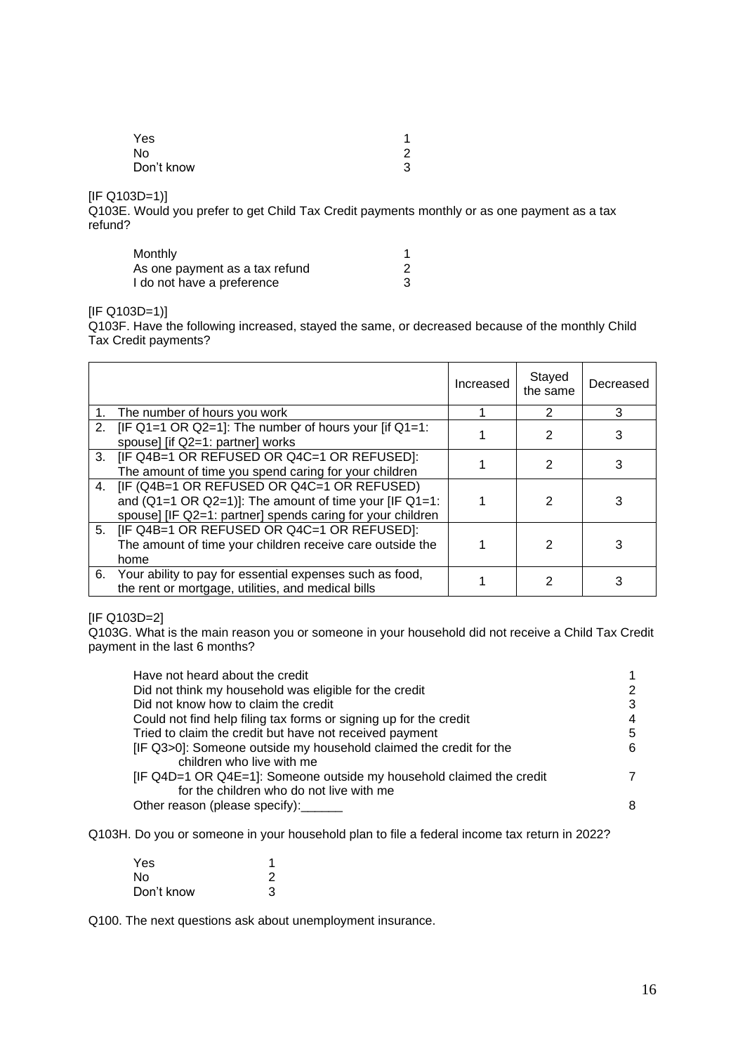| | |
|---|---|
| Yes | 1 |
| No | 2 |
| Don't know | 3 |

[IF Q103D=1)]
Q103E. Would you prefer to get Child Tax Credit payments monthly or as one payment as a tax refund?

| | |
|---|---|
| Monthly | 1 |
| As one payment as a tax refund | 2 |
| I do not have a preference | 3 |

[IF Q103D=1)]
Q103F. Have the following increased, stayed the same, or decreased because of the monthly Child Tax Credit payments?

| | Increased | Stayed the same | Decreased |
|---|---|---|---|
| 1. The number of hours you work | 1 | 2 | 3 |
| 2. [IF Q1=1 OR Q2=1]: The number of hours your [if Q1=1: spouse] [if Q2=1: partner] works | 1 | 2 | 3 |
| 3. [IF Q4B=1 OR REFUSED OR Q4C=1 OR REFUSED]: The amount of time you spend caring for your children | 1 | 2 | 3 |
| 4. [IF (Q4B=1 OR REFUSED OR Q4C=1 OR REFUSED) and (Q1=1 OR Q2=1)]: The amount of time your [IF Q1=1: spouse] [IF Q2=1: partner] spends caring for your children | 1 | 2 | 3 |
| 5. [IF Q4B=1 OR REFUSED OR Q4C=1 OR REFUSED]: The amount of time your children receive care outside the home | 1 | 2 | 3 |
| 6. Your ability to pay for essential expenses such as food, the rent or mortgage, utilities, and medical bills | 1 | 2 | 3 |

[IF Q103D=2]
Q103G. What is the main reason you or someone in your household did not receive a Child Tax Credit payment in the last 6 months?

| | |
|---|---|
| Have not heard about the credit | 1 |
| Did not think my household was eligible for the credit | 2 |
| Did not know how to claim the credit | 3 |
| Could not find help filing tax forms or signing up for the credit | 4 |
| Tried to claim the credit but have not received payment | 5 |
| [IF Q3>0]: Someone outside my household claimed the credit for the children who live with me | 6 |
| [IF Q4D=1 OR Q4E=1]: Someone outside my household claimed the credit for the children who do not live with me | 7 |
| Other reason (please specify):______ | 8 |

Q103H. Do you or someone in your household plan to file a federal income tax return in 2022?

| | |
|---|---|
| Yes | 1 |
| No | 2 |
| Don't know | 3 |

Q100. The next questions ask about unemployment insurance.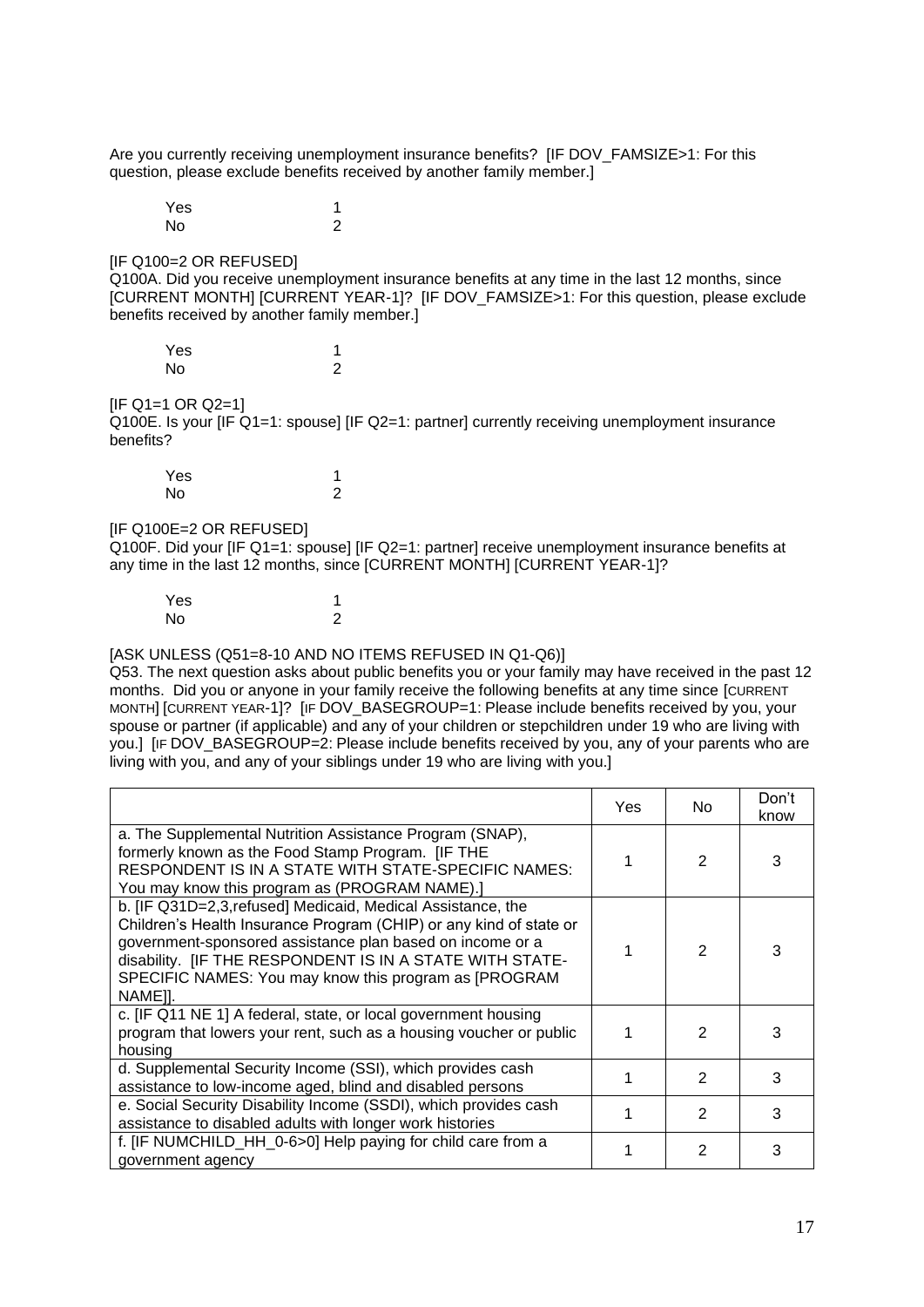Are you currently receiving unemployment insurance benefits? [IF DOV_FAMSIZE>1: For this question, please exclude benefits received by another family member.]

Yes 1
No 2

[IF Q100=2 OR REFUSED]
Q100A. Did you receive unemployment insurance benefits at any time in the last 12 months, since [CURRENT MONTH] [CURRENT YEAR-1]? [IF DOV_FAMSIZE>1: For this question, please exclude benefits received by another family member.]

Yes 1
No 2

[IF Q1=1 OR Q2=1]
Q100E. Is your [IF Q1=1: spouse] [IF Q2=1: partner] currently receiving unemployment insurance benefits?

Yes 1
No 2

[IF Q100E=2 OR REFUSED]
Q100F. Did your [IF Q1=1: spouse] [IF Q2=1: partner] receive unemployment insurance benefits at any time in the last 12 months, since [CURRENT MONTH] [CURRENT YEAR-1]?

Yes 1
No 2

[ASK UNLESS (Q51=8-10 AND NO ITEMS REFUSED IN Q1-Q6)]
Q53. The next question asks about public benefits you or your family may have received in the past 12 months. Did you or anyone in your family receive the following benefits at any time since [CURRENT MONTH] [CURRENT YEAR-1]? [IF DOV_BASEGROUP=1: Please include benefits received by you, your spouse or partner (if applicable) and any of your children or stepchildren under 19 who are living with you.] [IF DOV_BASEGROUP=2: Please include benefits received by you, any of your parents who are living with you, and any of your siblings under 19 who are living with you.]

| | Yes | No | Don't know |
|---|---|---|---|
| a. The Supplemental Nutrition Assistance Program (SNAP), formerly known as the Food Stamp Program. [IF THE RESPONDENT IS IN A STATE WITH STATE-SPECIFIC NAMES: You may know this program as (PROGRAM NAME).] | 1 | 2 | 3 |
| b. [IF Q31D=2,3,refused] Medicaid, Medical Assistance, the Children's Health Insurance Program (CHIP) or any kind of state or government-sponsored assistance plan based on income or a disability. [IF THE RESPONDENT IS IN A STATE WITH STATE-SPECIFIC NAMES: You may know this program as [PROGRAM NAME]]. | 1 | 2 | 3 |
| c. [IF Q11 NE 1] A federal, state, or local government housing program that lowers your rent, such as a housing voucher or public housing | 1 | 2 | 3 |
| d. Supplemental Security Income (SSI), which provides cash assistance to low-income aged, blind and disabled persons | 1 | 2 | 3 |
| e. Social Security Disability Income (SSDI), which provides cash assistance to disabled adults with longer work histories | 1 | 2 | 3 |
| f. [IF NUMCHILD_HH_0-6>0] Help paying for child care from a government agency | 1 | 2 | 3 |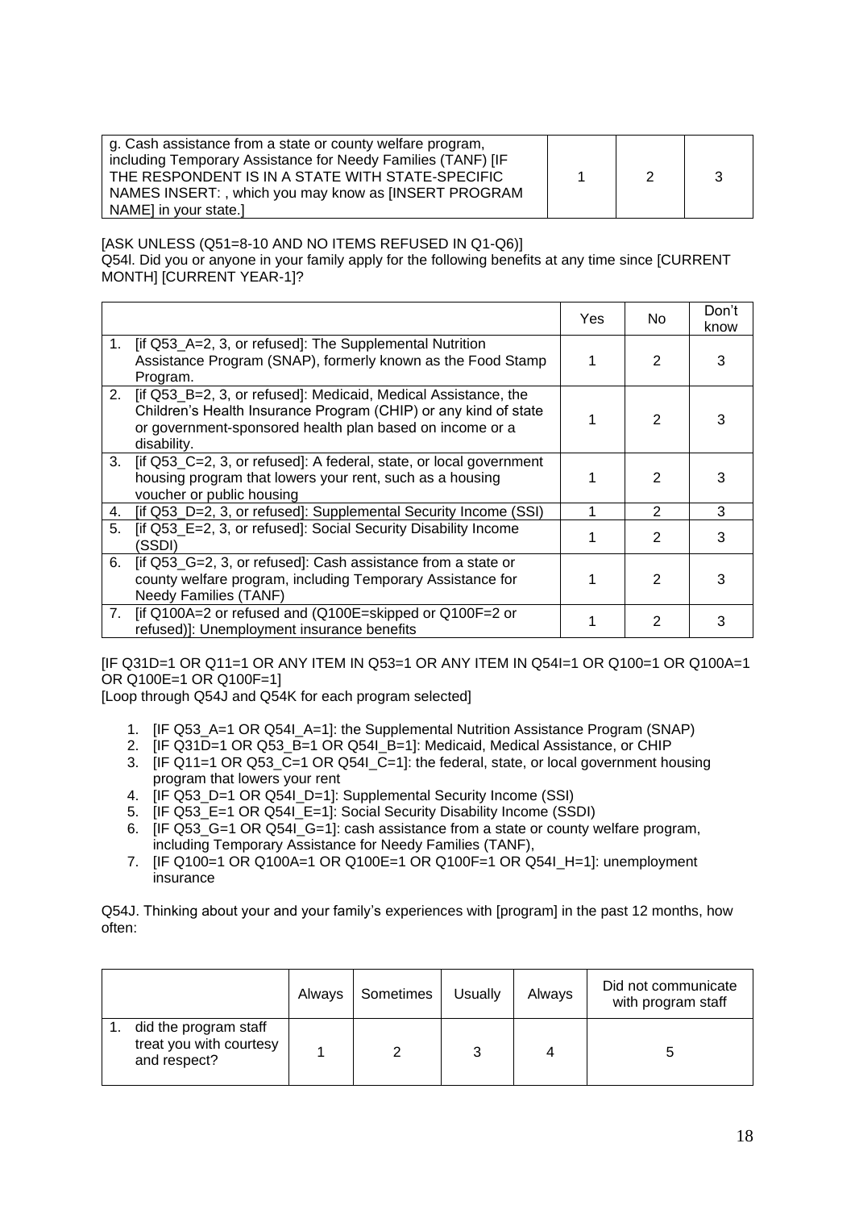| | | | |
|---|---|---|---|
| g. Cash assistance from a state or county welfare program, including Temporary Assistance for Needy Families (TANF) [IF THE RESPONDENT IS IN A STATE WITH STATE-SPECIFIC NAMES INSERT: , which you may know as [INSERT PROGRAM NAME] in your state.] | 1 | 2 | 3 |

[ASK UNLESS (Q51=8-10 AND NO ITEMS REFUSED IN Q1-Q6)]
Q54l. Did you or anyone in your family apply for the following benefits at any time since [CURRENT MONTH] [CURRENT YEAR-1]?

| | Yes | No | Don't know |
|---|---|---|---|
| 1. [if Q53_A=2, 3, or refused]: The Supplemental Nutrition Assistance Program (SNAP), formerly known as the Food Stamp Program. | 1 | 2 | 3 |
| 2. [if Q53_B=2, 3, or refused]: Medicaid, Medical Assistance, the Children's Health Insurance Program (CHIP) or any kind of state or government-sponsored health plan based on income or a disability. | 1 | 2 | 3 |
| 3. [if Q53_C=2, 3, or refused]: A federal, state, or local government housing program that lowers your rent, such as a housing voucher or public housing | 1 | 2 | 3 |
| 4. [if Q53_D=2, 3, or refused]: Supplemental Security Income (SSI) | 1 | 2 | 3 |
| 5. [if Q53_E=2, 3, or refused]: Social Security Disability Income (SSDI) | 1 | 2 | 3 |
| 6. [if Q53_G=2, 3, or refused]: Cash assistance from a state or county welfare program, including Temporary Assistance for Needy Families (TANF) | 1 | 2 | 3 |
| 7. [if Q100A=2 or refused and (Q100E=skipped or Q100F=2 or refused)]: Unemployment insurance benefits | 1 | 2 | 3 |

[IF Q31D=1 OR Q11=1 OR ANY ITEM IN Q53=1 OR ANY ITEM IN Q54I=1 OR Q100=1 OR Q100A=1 OR Q100E=1 OR Q100F=1]
[Loop through Q54J and Q54K for each program selected]

1. [IF Q53_A=1 OR Q54I_A=1]: the Supplemental Nutrition Assistance Program (SNAP)
2. [IF Q31D=1 OR Q53_B=1 OR Q54I_B=1]: Medicaid, Medical Assistance, or CHIP
3. [IF Q11=1 OR Q53_C=1 OR Q54I_C=1]: the federal, state, or local government housing program that lowers your rent
4. [IF Q53_D=1 OR Q54I_D=1]: Supplemental Security Income (SSI)
5. [IF Q53_E=1 OR Q54I_E=1]: Social Security Disability Income (SSDI)
6. [IF Q53_G=1 OR Q54I_G=1]: cash assistance from a state or county welfare program, including Temporary Assistance for Needy Families (TANF),
7. [IF Q100=1 OR Q100A=1 OR Q100E=1 OR Q100F=1 OR Q54I_H=1]: unemployment insurance

Q54J. Thinking about your and your family's experiences with [program] in the past 12 months, how often:

| | Always | Sometimes | Usually | Always | Did not communicate with program staff |
|---|---|---|---|---|---|
| 1. did the program staff treat you with courtesy and respect? | 1 | 2 | 3 | 4 | 5 |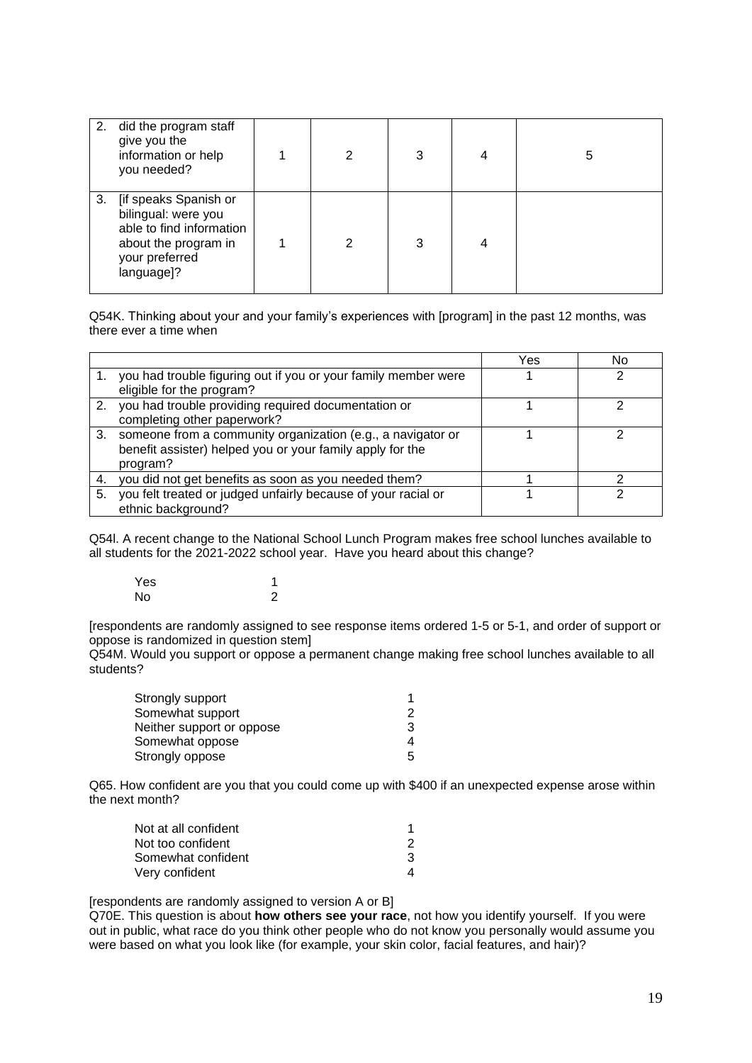| | | | | | |
|---|---|---|---|---|---|
| 2. did the program staff give you the information or help you needed? | 1 | 2 | 3 | 4 | 5 |
| 3. [if speaks Spanish or bilingual: were you able to find information about the program in your preferred language]? | 1 | 2 | 3 | 4 | |

Q54K. Thinking about your and your family's experiences with [program] in the past 12 months, was there ever a time when

| | Yes | No |
|---|---|---|
| 1. you had trouble figuring out if you or your family member were eligible for the program? | 1 | 2 |
| 2. you had trouble providing required documentation or completing other paperwork? | 1 | 2 |
| 3. someone from a community organization (e.g., a navigator or benefit assister) helped you or your family apply for the program? | 1 | 2 |
| 4. you did not get benefits as soon as you needed them? | 1 | 2 |
| 5. you felt treated or judged unfairly because of your racial or ethnic background? | 1 | 2 |

Q54l. A recent change to the National School Lunch Program makes free school lunches available to all students for the 2021-2022 school year. Have you heard about this change?

| | |
|---|---|
| Yes | 1 |
| No | 2 |

[respondents are randomly assigned to see response items ordered 1-5 or 5-1, and order of support or oppose is randomized in question stem]

Q54M. Would you support or oppose a permanent change making free school lunches available to all students?

| | |
|---|---|
| Strongly support | 1 |
| Somewhat support | 2 |
| Neither support or oppose | 3 |
| Somewhat oppose | 4 |
| Strongly oppose | 5 |

Q65. How confident are you that you could come up with $400 if an unexpected expense arose within the next month?

| | |
|---|---|
| Not at all confident | 1 |
| Not too confident | 2 |
| Somewhat confident | 3 |
| Very confident | 4 |

[respondents are randomly assigned to version A or B]

Q70E. This question is about **how others see your race**, not how you identify yourself. If you were out in public, what race do you think other people who do not know you personally would assume you were based on what you look like (for example, your skin color, facial features, and hair)?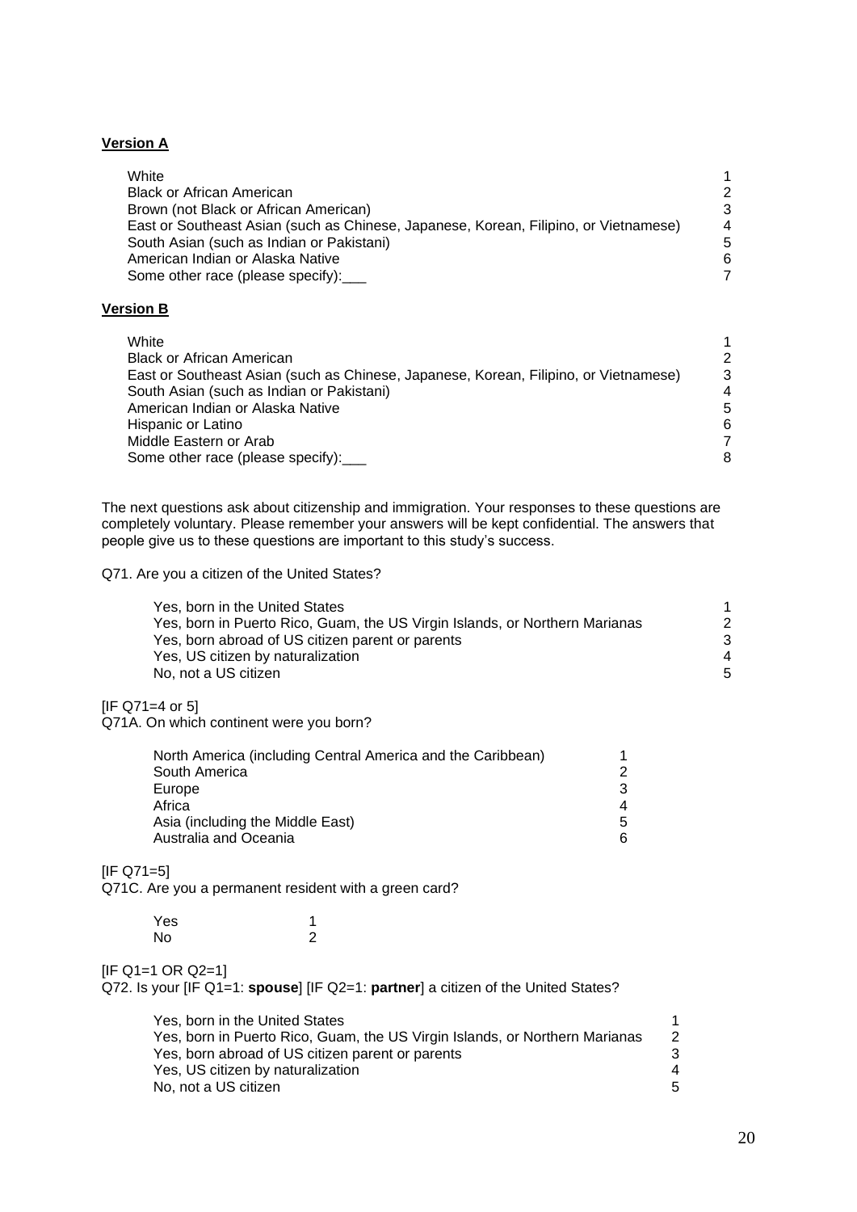**Version A**

| | |
|---|---|
| White | 1 |
| Black or African American | 2 |
| Brown (not Black or African American) | 3 |
| East or Southeast Asian (such as Chinese, Japanese, Korean, Filipino, or Vietnamese) | 4 |
| South Asian (such as Indian or Pakistani) | 5 |
| American Indian or Alaska Native | 6 |
| Some other race (please specify):___ | 7 |

**Version B**

| | |
|---|---|
| White | 1 |
| Black or African American | 2 |
| East or Southeast Asian (such as Chinese, Japanese, Korean, Filipino, or Vietnamese) | 3 |
| South Asian (such as Indian or Pakistani) | 4 |
| American Indian or Alaska Native | 5 |
| Hispanic or Latino | 6 |
| Middle Eastern or Arab | 7 |
| Some other race (please specify):___ | 8 |

The next questions ask about citizenship and immigration. Your responses to these questions are completely voluntary. Please remember your answers will be kept confidential. The answers that people give us to these questions are important to this study's success.

Q71. Are you a citizen of the United States?

| | |
|---|---|
| Yes, born in the United States | 1 |
| Yes, born in Puerto Rico, Guam, the US Virgin Islands, or Northern Marianas | 2 |
| Yes, born abroad of US citizen parent or parents | 3 |
| Yes, US citizen by naturalization | 4 |
| No, not a US citizen | 5 |

[IF Q71=4 or 5]
Q71A. On which continent were you born?

| | |
|---|---|
| North America (including Central America and the Caribbean) | 1 |
| South America | 2 |
| Europe | 3 |
| Africa | 4 |
| Asia (including the Middle East) | 5 |
| Australia and Oceania | 6 |

[IF Q71=5]
Q71C. Are you a permanent resident with a green card?

| | |
|---|---|
| Yes | 1 |
| No | 2 |

[IF Q1=1 OR Q2=1]
Q72. Is your [IF Q1=1: **spouse**] [IF Q2=1: **partner**] a citizen of the United States?

| | |
|---|---|
| Yes, born in the United States | 1 |
| Yes, born in Puerto Rico, Guam, the US Virgin Islands, or Northern Marianas | 2 |
| Yes, born abroad of US citizen parent or parents | 3 |
| Yes, US citizen by naturalization | 4 |
| No, not a US citizen | 5 |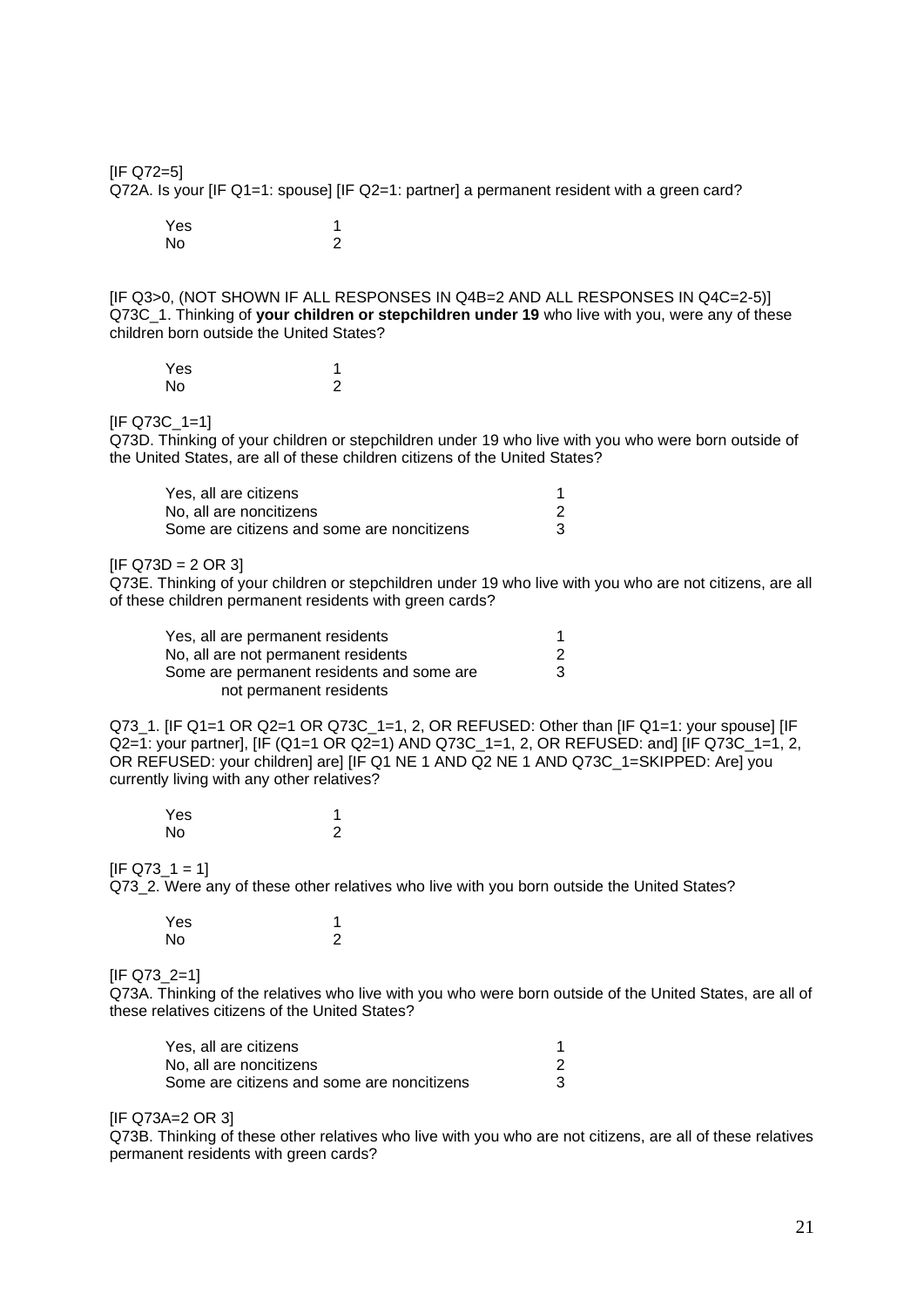[IF Q72=5]
Q72A. Is your [IF Q1=1: spouse] [IF Q2=1: partner] a permanent resident with a green card?

| | |
|---|---|
| Yes | 1 |
| No | 2 |

[IF Q3>0, (NOT SHOWN IF ALL RESPONSES IN Q4B=2 AND ALL RESPONSES IN Q4C=2-5)]
Q73C_1. Thinking of **your children or stepchildren under 19** who live with you, were any of these children born outside the United States?

| | |
|---|---|
| Yes | 1 |
| No | 2 |

[IF Q73C_1=1]
Q73D. Thinking of your children or stepchildren under 19 who live with you who were born outside of the United States, are all of these children citizens of the United States?

| | |
|---|---|
| Yes, all are citizens | 1 |
| No, all are noncitizens | 2 |
| Some are citizens and some are noncitizens | 3 |

[IF Q73D = 2 OR 3]
Q73E. Thinking of your children or stepchildren under 19 who live with you who are not citizens, are all of these children permanent residents with green cards?

| | |
|---|---|
| Yes, all are permanent residents | 1 |
| No, all are not permanent residents | 2 |
| Some are permanent residents and some are not permanent residents | 3 |

Q73_1. [IF Q1=1 OR Q2=1 OR Q73C_1=1, 2, OR REFUSED: Other than [IF Q1=1: your spouse] [IF Q2=1: your partner], [IF (Q1=1 OR Q2=1) AND Q73C_1=1, 2, OR REFUSED: and] [IF Q73C_1=1, 2, OR REFUSED: your children] are] [IF Q1 NE 1 AND Q2 NE 1 AND Q73C_1=SKIPPED: Are] you currently living with any other relatives?

| | |
|---|---|
| Yes | 1 |
| No | 2 |

[IF Q73_1 = 1]
Q73_2. Were any of these other relatives who live with you born outside the United States?

| | |
|---|---|
| Yes | 1 |
| No | 2 |

[IF Q73_2=1]
Q73A. Thinking of the relatives who live with you who were born outside of the United States, are all of these relatives citizens of the United States?

| | |
|---|---|
| Yes, all are citizens | 1 |
| No, all are noncitizens | 2 |
| Some are citizens and some are noncitizens | 3 |

[IF Q73A=2 OR 3]
Q73B. Thinking of these other relatives who live with you who are not citizens, are all of these relatives permanent residents with green cards?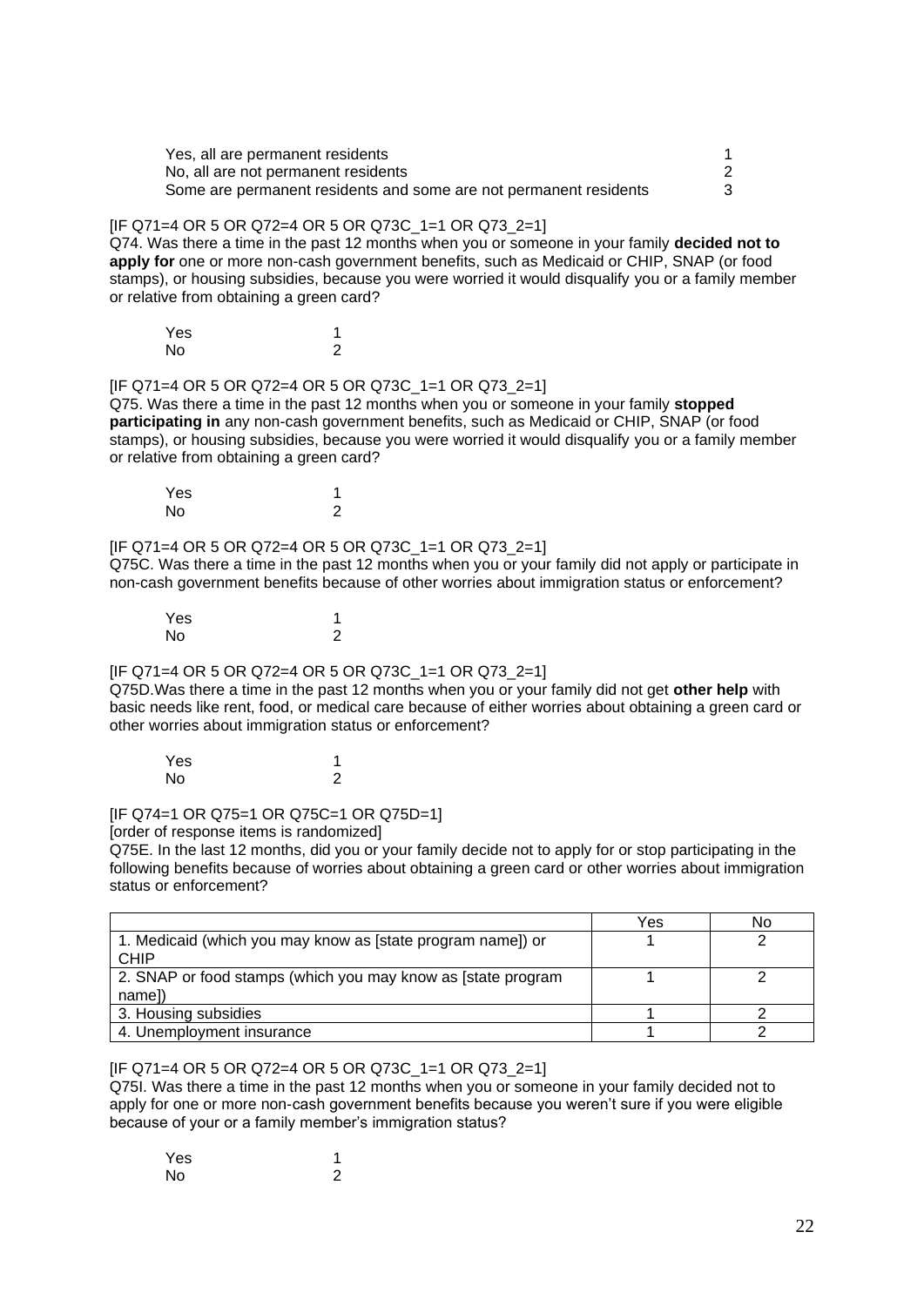| | |
|---|---|
| Yes, all are permanent residents | 1 |
| No, all are not permanent residents | 2 |
| Some are permanent residents and some are not permanent residents | 3 |

[IF Q71=4 OR 5 OR Q72=4 OR 5 OR Q73C_1=1 OR Q73_2=1]
Q74. Was there a time in the past 12 months when you or someone in your family **decided not to apply for** one or more non-cash government benefits, such as Medicaid or CHIP, SNAP (or food stamps), or housing subsidies, because you were worried it would disqualify you or a family member or relative from obtaining a green card?

| | |
|---|---|
| Yes | 1 |
| No | 2 |

[IF Q71=4 OR 5 OR Q72=4 OR 5 OR Q73C_1=1 OR Q73_2=1]
Q75. Was there a time in the past 12 months when you or someone in your family **stopped participating in** any non-cash government benefits, such as Medicaid or CHIP, SNAP (or food stamps), or housing subsidies, because you were worried it would disqualify you or a family member or relative from obtaining a green card?

| | |
|---|---|
| Yes | 1 |
| No | 2 |

[IF Q71=4 OR 5 OR Q72=4 OR 5 OR Q73C_1=1 OR Q73_2=1]
Q75C. Was there a time in the past 12 months when you or your family did not apply or participate in non-cash government benefits because of other worries about immigration status or enforcement?

| | |
|---|---|
| Yes | 1 |
| No | 2 |

[IF Q71=4 OR 5 OR Q72=4 OR 5 OR Q73C_1=1 OR Q73_2=1]
Q75D.Was there a time in the past 12 months when you or your family did not get **other help** with basic needs like rent, food, or medical care because of either worries about obtaining a green card or other worries about immigration status or enforcement?

| | |
|---|---|
| Yes | 1 |
| No | 2 |

[IF Q74=1 OR Q75=1 OR Q75C=1 OR Q75D=1]
[order of response items is randomized]
Q75E. In the last 12 months, did you or your family decide not to apply for or stop participating in the following benefits because of worries about obtaining a green card or other worries about immigration status or enforcement?

| | Yes | No |
|---|---|---|
| 1. Medicaid (which you may know as [state program name]) or CHIP | 1 | 2 |
| 2. SNAP or food stamps (which you may know as [state program name]) | 1 | 2 |
| 3. Housing subsidies | 1 | 2 |
| 4. Unemployment insurance | 1 | 2 |

[IF Q71=4 OR 5 OR Q72=4 OR 5 OR Q73C_1=1 OR Q73_2=1]
Q75I. Was there a time in the past 12 months when you or someone in your family decided not to apply for one or more non-cash government benefits because you weren't sure if you were eligible because of your or a family member's immigration status?

| | |
|---|---|
| Yes | 1 |
| No | 2 |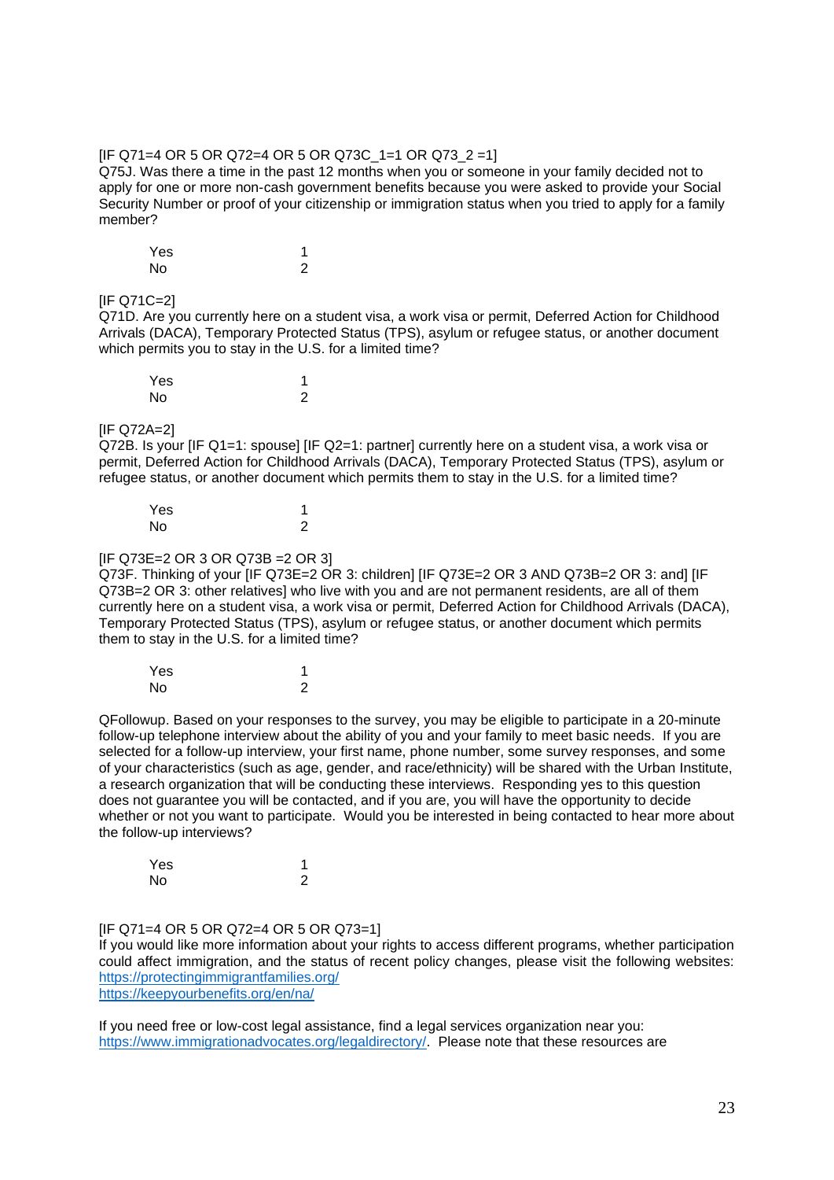[IF Q71=4 OR 5 OR Q72=4 OR 5 OR Q73C_1=1 OR Q73_2 =1]
Q75J. Was there a time in the past 12 months when you or someone in your family decided not to apply for one or more non-cash government benefits because you were asked to provide your Social Security Number or proof of your citizenship or immigration status when you tried to apply for a family member?

| | |
|---|---|
| Yes | 1 |
| No | 2 |

[IF Q71C=2]
Q71D. Are you currently here on a student visa, a work visa or permit, Deferred Action for Childhood Arrivals (DACA), Temporary Protected Status (TPS), asylum or refugee status, or another document which permits you to stay in the U.S. for a limited time?

| | |
|---|---|
| Yes | 1 |
| No | 2 |

[IF Q72A=2]
Q72B. Is your [IF Q1=1: spouse] [IF Q2=1: partner] currently here on a student visa, a work visa or permit, Deferred Action for Childhood Arrivals (DACA), Temporary Protected Status (TPS), asylum or refugee status, or another document which permits them to stay in the U.S. for a limited time?

| | |
|---|---|
| Yes | 1 |
| No | 2 |

[IF Q73E=2 OR 3 OR Q73B =2 OR 3]
Q73F. Thinking of your [IF Q73E=2 OR 3: children] [IF Q73E=2 OR 3 AND Q73B=2 OR 3: and] [IF Q73B=2 OR 3: other relatives] who live with you and are not permanent residents, are all of them currently here on a student visa, a work visa or permit, Deferred Action for Childhood Arrivals (DACA), Temporary Protected Status (TPS), asylum or refugee status, or another document which permits them to stay in the U.S. for a limited time?

| | |
|---|---|
| Yes | 1 |
| No | 2 |

QFollowup. Based on your responses to the survey, you may be eligible to participate in a 20-minute follow-up telephone interview about the ability of you and your family to meet basic needs. If you are selected for a follow-up interview, your first name, phone number, some survey responses, and some of your characteristics (such as age, gender, and race/ethnicity) will be shared with the Urban Institute, a research organization that will be conducting these interviews. Responding yes to this question does not guarantee you will be contacted, and if you are, you will have the opportunity to decide whether or not you want to participate. Would you be interested in being contacted to hear more about the follow-up interviews?

| | |
|---|---|
| Yes | 1 |
| No | 2 |

[IF Q71=4 OR 5 OR Q72=4 OR 5 OR Q73=1]
If you would like more information about your rights to access different programs, whether participation could affect immigration, and the status of recent policy changes, please visit the following websites:
https://protectingimmigrantfamilies.org/
https://keepyourbenefits.org/en/na/

If you need free or low-cost legal assistance, find a legal services organization near you: https://www.immigrationadvocates.org/legaldirectory/. Please note that these resources are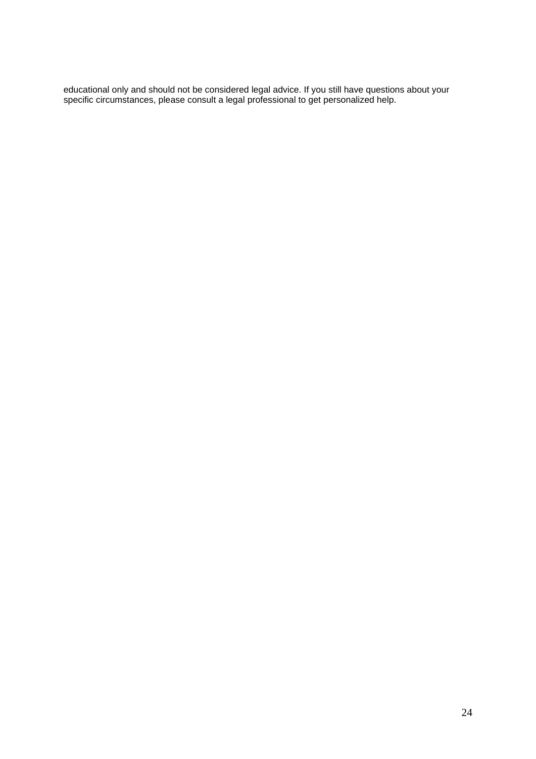educational only and should not be considered legal advice. If you still have questions about your specific circumstances, please consult a legal professional to get personalized help.